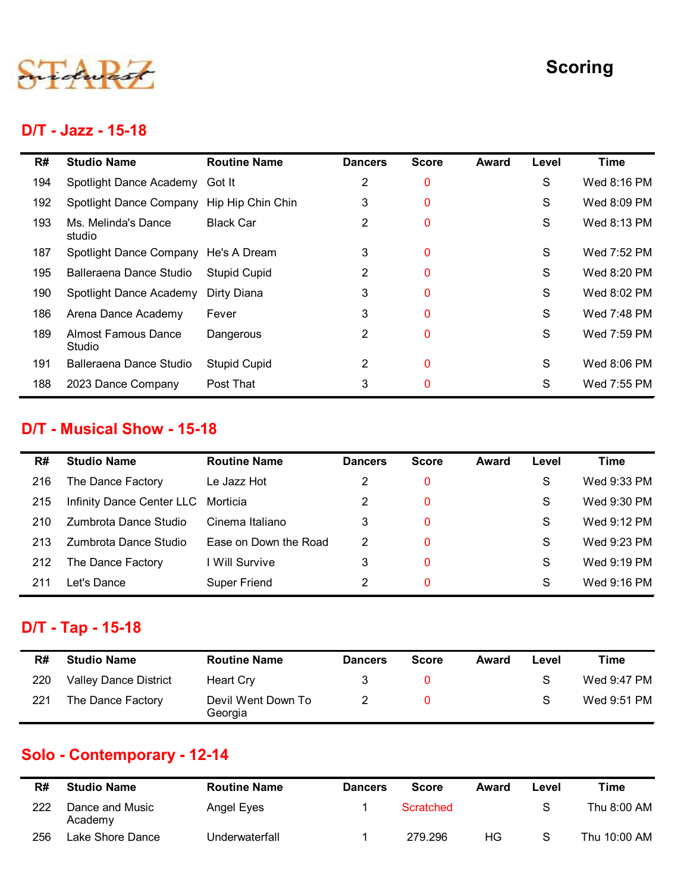# Scoring

## D/T - Jazz - 15-18

| R# | Studio Name | Routine Name | Dancers | Score | Award | Level | Time |
|---|---|---|---|---|---|---|---|
| 194 | Spotlight Dance Academy | Got It | 2 | 0 | | S | Wed 8:16 PM |
| 192 | Spotlight Dance Company | Hip Hip Chin Chin | 3 | 0 | | S | Wed 8:09 PM |
| 193 | Ms. Melinda's Dance studio | Black Car | 2 | 0 | | S | Wed 8:13 PM |
| 187 | Spotlight Dance Company | He's A Dream | 3 | 0 | | S | Wed 7:52 PM |
| 195 | Balleraena Dance Studio | Stupid Cupid | 2 | 0 | | S | Wed 8:20 PM |
| 190 | Spotlight Dance Academy | Dirty Diana | 3 | 0 | | S | Wed 8:02 PM |
| 186 | Arena Dance Academy | Fever | 3 | 0 | | S | Wed 7:48 PM |
| 189 | Almost Famous Dance Studio | Dangerous | 2 | 0 | | S | Wed 7:59 PM |
| 191 | Balleraena Dance Studio | Stupid Cupid | 2 | 0 | | S | Wed 8:06 PM |
| 188 | 2023 Dance Company | Post That | 3 | 0 | | S | Wed 7:55 PM |

## D/T - Musical Show - 15-18

| R# | Studio Name | Routine Name | Dancers | Score | Award | Level | Time |
|---|---|---|---|---|---|---|---|
| 216 | The Dance Factory | Le Jazz Hot | 2 | 0 | | S | Wed 9:33 PM |
| 215 | Infinity Dance Center LLC | Morticia | 2 | 0 | | S | Wed 9:30 PM |
| 210 | Zumbrota Dance Studio | Cinema Italiano | 3 | 0 | | S | Wed 9:12 PM |
| 213 | Zumbrota Dance Studio | Ease on Down the Road | 2 | 0 | | S | Wed 9:23 PM |
| 212 | The Dance Factory | I Will Survive | 3 | 0 | | S | Wed 9:19 PM |
| 211 | Let's Dance | Super Friend | 2 | 0 | | S | Wed 9:16 PM |

## D/T - Tap - 15-18

| R# | Studio Name | Routine Name | Dancers | Score | Award | Level | Time |
|---|---|---|---|---|---|---|---|
| 220 | Valley Dance District | Heart Cry | 3 | 0 | | S | Wed 9:47 PM |
| 221 | The Dance Factory | Devil Went Down To Georgia | 2 | 0 | | S | Wed 9:51 PM |

## Solo - Contemporary - 12-14

| R# | Studio Name | Routine Name | Dancers | Score | Award | Level | Time |
|---|---|---|---|---|---|---|---|
| 222 | Dance and Music Academy | Angel Eyes | 1 | Scratched | | S | Thu 8:00 AM |
| 256 | Lake Shore Dance | Underwaterfall | 1 | 279.296 | HG | S | Thu 10:00 AM |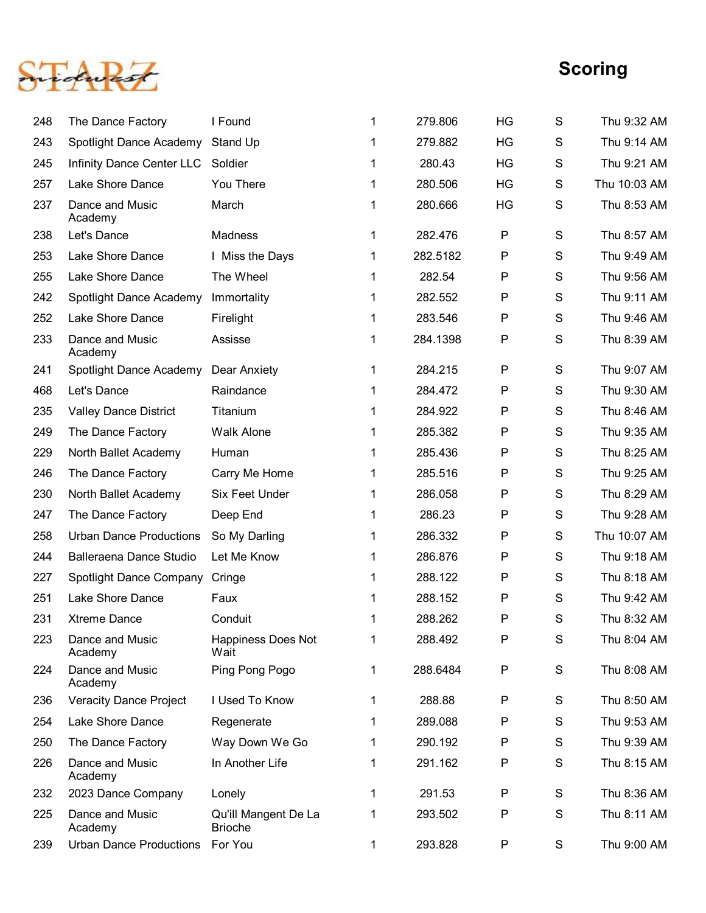# Scoring

| | | | | | | | |
|---|---|---|---|---|---|---|---|
| 248 | The Dance Factory | I Found | 1 | 279.806 | HG | S | Thu 9:32 AM |
| 243 | Spotlight Dance Academy | Stand Up | 1 | 279.882 | HG | S | Thu 9:14 AM |
| 245 | Infinity Dance Center LLC | Soldier | 1 | 280.43 | HG | S | Thu 9:21 AM |
| 257 | Lake Shore Dance | You There | 1 | 280.506 | HG | S | Thu 10:03 AM |
| 237 | Dance and Music Academy | March | 1 | 280.666 | HG | S | Thu 8:53 AM |
| 238 | Let's Dance | Madness | 1 | 282.476 | P | S | Thu 8:57 AM |
| 253 | Lake Shore Dance | I Miss the Days | 1 | 282.5182 | P | S | Thu 9:49 AM |
| 255 | Lake Shore Dance | The Wheel | 1 | 282.54 | P | S | Thu 9:56 AM |
| 242 | Spotlight Dance Academy | Immortality | 1 | 282.552 | P | S | Thu 9:11 AM |
| 252 | Lake Shore Dance | Firelight | 1 | 283.546 | P | S | Thu 9:46 AM |
| 233 | Dance and Music Academy | Assisse | 1 | 284.1398 | P | S | Thu 8:39 AM |
| 241 | Spotlight Dance Academy | Dear Anxiety | 1 | 284.215 | P | S | Thu 9:07 AM |
| 468 | Let's Dance | Raindance | 1 | 284.472 | P | S | Thu 9:30 AM |
| 235 | Valley Dance District | Titanium | 1 | 284.922 | P | S | Thu 8:46 AM |
| 249 | The Dance Factory | Walk Alone | 1 | 285.382 | P | S | Thu 9:35 AM |
| 229 | North Ballet Academy | Human | 1 | 285.436 | P | S | Thu 8:25 AM |
| 246 | The Dance Factory | Carry Me Home | 1 | 285.516 | P | S | Thu 9:25 AM |
| 230 | North Ballet Academy | Six Feet Under | 1 | 286.058 | P | S | Thu 8:29 AM |
| 247 | The Dance Factory | Deep End | 1 | 286.23 | P | S | Thu 9:28 AM |
| 258 | Urban Dance Productions | So My Darling | 1 | 286.332 | P | S | Thu 10:07 AM |
| 244 | Balleraena Dance Studio | Let Me Know | 1 | 286.876 | P | S | Thu 9:18 AM |
| 227 | Spotlight Dance Company | Cringe | 1 | 288.122 | P | S | Thu 8:18 AM |
| 251 | Lake Shore Dance | Faux | 1 | 288.152 | P | S | Thu 9:42 AM |
| 231 | Xtreme Dance | Conduit | 1 | 288.262 | P | S | Thu 8:32 AM |
| 223 | Dance and Music Academy | Happiness Does Not Wait | 1 | 288.492 | P | S | Thu 8:04 AM |
| 224 | Dance and Music Academy | Ping Pong Pogo | 1 | 288.6484 | P | S | Thu 8:08 AM |
| 236 | Veracity Dance Project | I Used To Know | 1 | 288.88 | P | S | Thu 8:50 AM |
| 254 | Lake Shore Dance | Regenerate | 1 | 289.088 | P | S | Thu 9:53 AM |
| 250 | The Dance Factory | Way Down We Go | 1 | 290.192 | P | S | Thu 9:39 AM |
| 226 | Dance and Music Academy | In Another Life | 1 | 291.162 | P | S | Thu 8:15 AM |
| 232 | 2023 Dance Company | Lonely | 1 | 291.53 | P | S | Thu 8:36 AM |
| 225 | Dance and Music Academy | Qu'ill Mangent De La Brioche | 1 | 293.502 | P | S | Thu 8:11 AM |
| 239 | Urban Dance Productions | For You | 1 | 293.828 | P | S | Thu 9:00 AM |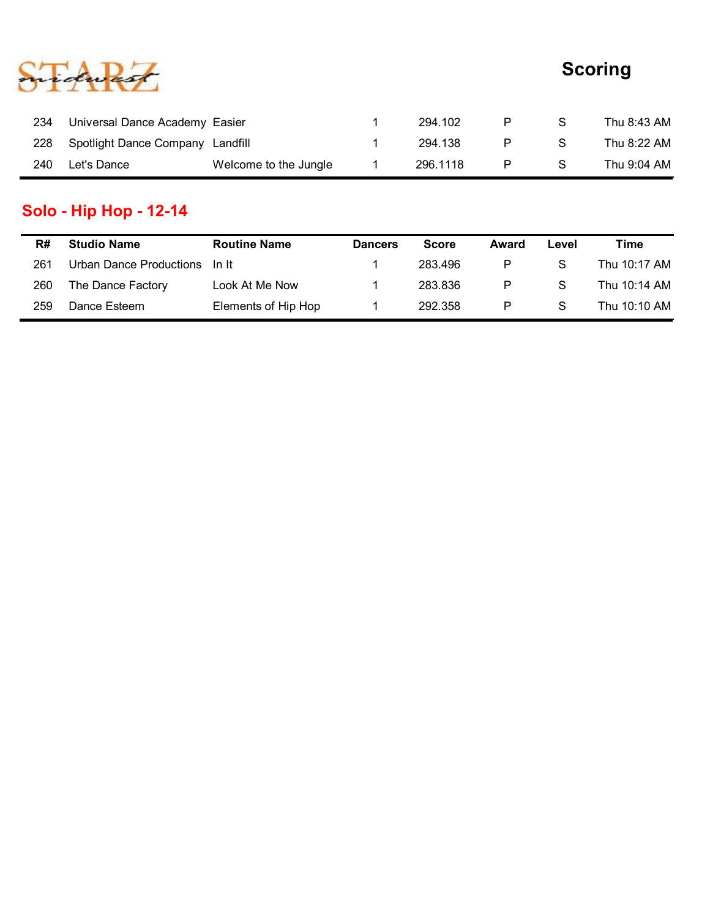| R# | Studio Name | Routine Name | Dancers | Score | Award | Level | Time |
|---|---|---|---|---|---|---|---|
| 234 | Universal Dance Academy | Easier | 1 | 294.102 | P | S | Thu 8:43 AM |
| 228 | Spotlight Dance Company | Landfill | 1 | 294.138 | P | S | Thu 8:22 AM |
| 240 | Let's Dance | Welcome to the Jungle | 1 | 296.1118 | P | S | Thu 9:04 AM |

## Solo - Hip Hop - 12-14

| R# | Studio Name | Routine Name | Dancers | Score | Award | Level | Time |
|---|---|---|---|---|---|---|---|
| 261 | Urban Dance Productions | In It | 1 | 283.496 | P | S | Thu 10:17 AM |
| 260 | The Dance Factory | Look At Me Now | 1 | 283.836 | P | S | Thu 10:14 AM |
| 259 | Dance Esteem | Elements of Hip Hop | 1 | 292.358 | P | S | Thu 10:10 AM |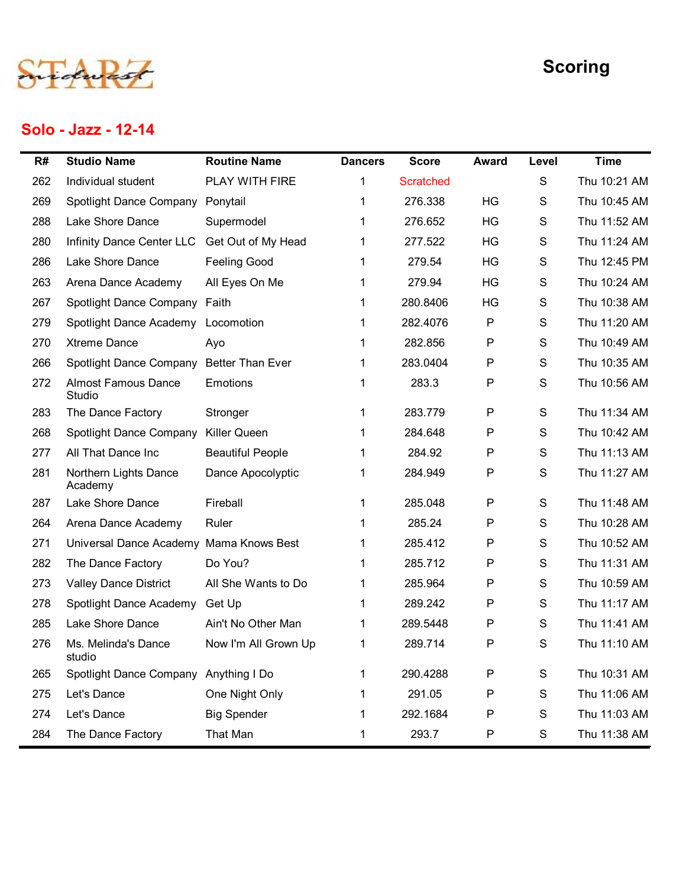STARZ midwest

# Scoring

## Solo - Jazz - 12-14

| R# | Studio Name | Routine Name | Dancers | Score | Award | Level | Time |
|---|---|---|---|---|---|---|---|
| 262 | Individual student | PLAY WITH FIRE | 1 | Scratched | | S | Thu 10:21 AM |
| 269 | Spotlight Dance Company | Ponytail | 1 | 276.338 | HG | S | Thu 10:45 AM |
| 288 | Lake Shore Dance | Supermodel | 1 | 276.652 | HG | S | Thu 11:52 AM |
| 280 | Infinity Dance Center LLC | Get Out of My Head | 1 | 277.522 | HG | S | Thu 11:24 AM |
| 286 | Lake Shore Dance | Feeling Good | 1 | 279.54 | HG | S | Thu 12:45 PM |
| 263 | Arena Dance Academy | All Eyes On Me | 1 | 279.94 | HG | S | Thu 10:24 AM |
| 267 | Spotlight Dance Company | Faith | 1 | 280.8406 | HG | S | Thu 10:38 AM |
| 279 | Spotlight Dance Academy | Locomotion | 1 | 282.4076 | P | S | Thu 11:20 AM |
| 270 | Xtreme Dance | Ayo | 1 | 282.856 | P | S | Thu 10:49 AM |
| 266 | Spotlight Dance Company | Better Than Ever | 1 | 283.0404 | P | S | Thu 10:35 AM |
| 272 | Almost Famous Dance Studio | Emotions | 1 | 283.3 | P | S | Thu 10:56 AM |
| 283 | The Dance Factory | Stronger | 1 | 283.779 | P | S | Thu 11:34 AM |
| 268 | Spotlight Dance Company | Killer Queen | 1 | 284.648 | P | S | Thu 10:42 AM |
| 277 | All That Dance Inc | Beautiful People | 1 | 284.92 | P | S | Thu 11:13 AM |
| 281 | Northern Lights Dance Academy | Dance Apocolyptic | 1 | 284.949 | P | S | Thu 11:27 AM |
| 287 | Lake Shore Dance | Fireball | 1 | 285.048 | P | S | Thu 11:48 AM |
| 264 | Arena Dance Academy | Ruler | 1 | 285.24 | P | S | Thu 10:28 AM |
| 271 | Universal Dance Academy | Mama Knows Best | 1 | 285.412 | P | S | Thu 10:52 AM |
| 282 | The Dance Factory | Do You? | 1 | 285.712 | P | S | Thu 11:31 AM |
| 273 | Valley Dance District | All She Wants to Do | 1 | 285.964 | P | S | Thu 10:59 AM |
| 278 | Spotlight Dance Academy | Get Up | 1 | 289.242 | P | S | Thu 11:17 AM |
| 285 | Lake Shore Dance | Ain't No Other Man | 1 | 289.5448 | P | S | Thu 11:41 AM |
| 276 | Ms. Melinda's Dance studio | Now I'm All Grown Up | 1 | 289.714 | P | S | Thu 11:10 AM |
| 265 | Spotlight Dance Company | Anything I Do | 1 | 290.4288 | P | S | Thu 10:31 AM |
| 275 | Let's Dance | One Night Only | 1 | 291.05 | P | S | Thu 11:06 AM |
| 274 | Let's Dance | Big Spender | 1 | 292.1684 | P | S | Thu 11:03 AM |
| 284 | The Dance Factory | That Man | 1 | 293.7 | P | S | Thu 11:38 AM |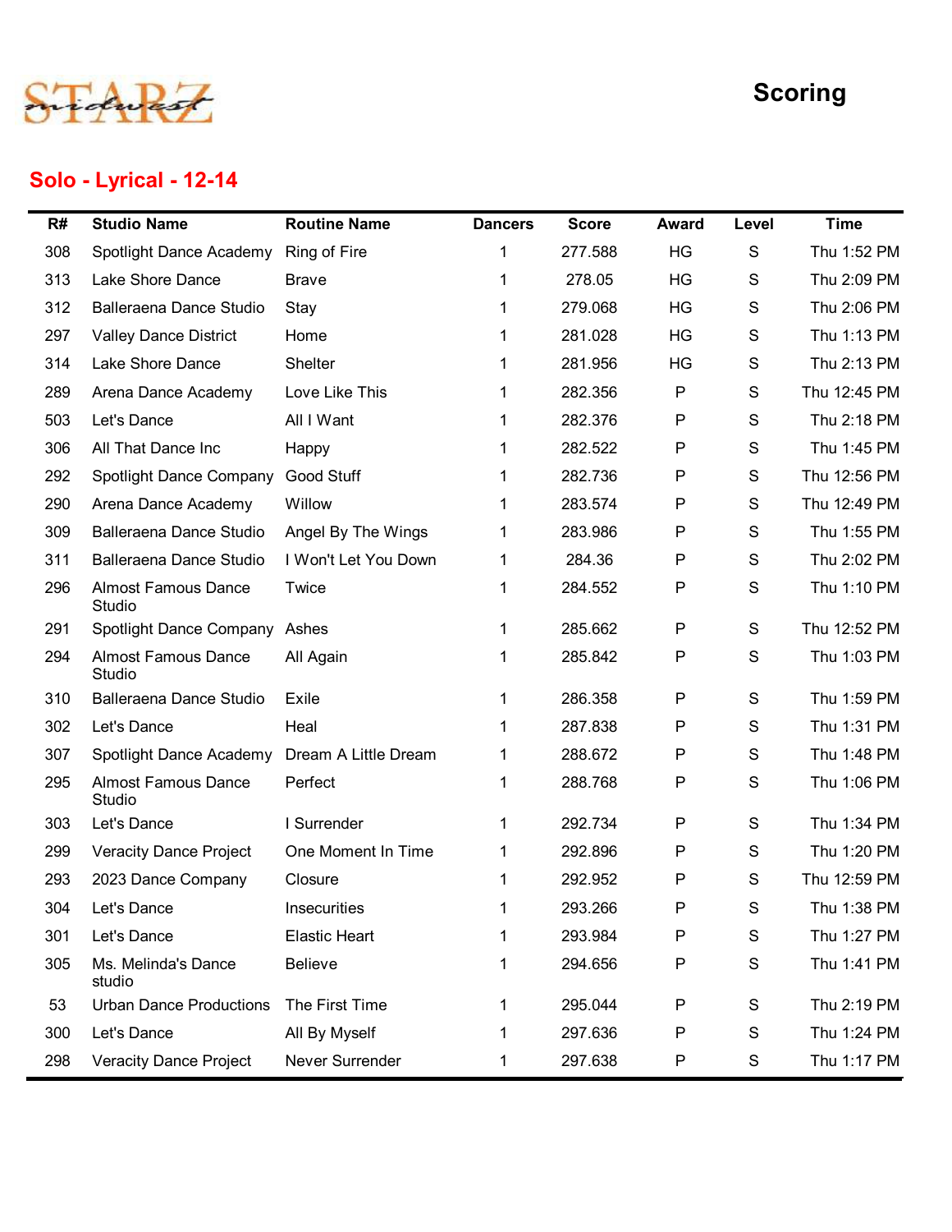STARZ midwest

# Scoring

## Solo - Lyrical - 12-14

| R# | Studio Name | Routine Name | Dancers | Score | Award | Level | Time |
|---|---|---|---|---|---|---|---|
| 308 | Spotlight Dance Academy | Ring of Fire | 1 | 277.588 | HG | S | Thu 1:52 PM |
| 313 | Lake Shore Dance | Brave | 1 | 278.05 | HG | S | Thu 2:09 PM |
| 312 | Balleraena Dance Studio | Stay | 1 | 279.068 | HG | S | Thu 2:06 PM |
| 297 | Valley Dance District | Home | 1 | 281.028 | HG | S | Thu 1:13 PM |
| 314 | Lake Shore Dance | Shelter | 1 | 281.956 | HG | S | Thu 2:13 PM |
| 289 | Arena Dance Academy | Love Like This | 1 | 282.356 | P | S | Thu 12:45 PM |
| 503 | Let's Dance | All I Want | 1 | 282.376 | P | S | Thu 2:18 PM |
| 306 | All That Dance Inc | Happy | 1 | 282.522 | P | S | Thu 1:45 PM |
| 292 | Spotlight Dance Company | Good Stuff | 1 | 282.736 | P | S | Thu 12:56 PM |
| 290 | Arena Dance Academy | Willow | 1 | 283.574 | P | S | Thu 12:49 PM |
| 309 | Balleraena Dance Studio | Angel By The Wings | 1 | 283.986 | P | S | Thu 1:55 PM |
| 311 | Balleraena Dance Studio | I Won't Let You Down | 1 | 284.36 | P | S | Thu 2:02 PM |
| 296 | Almost Famous Dance Studio | Twice | 1 | 284.552 | P | S | Thu 1:10 PM |
| 291 | Spotlight Dance Company | Ashes | 1 | 285.662 | P | S | Thu 12:52 PM |
| 294 | Almost Famous Dance Studio | All Again | 1 | 285.842 | P | S | Thu 1:03 PM |
| 310 | Balleraena Dance Studio | Exile | 1 | 286.358 | P | S | Thu 1:59 PM |
| 302 | Let's Dance | Heal | 1 | 287.838 | P | S | Thu 1:31 PM |
| 307 | Spotlight Dance Academy | Dream A Little Dream | 1 | 288.672 | P | S | Thu 1:48 PM |
| 295 | Almost Famous Dance Studio | Perfect | 1 | 288.768 | P | S | Thu 1:06 PM |
| 303 | Let's Dance | I Surrender | 1 | 292.734 | P | S | Thu 1:34 PM |
| 299 | Veracity Dance Project | One Moment In Time | 1 | 292.896 | P | S | Thu 1:20 PM |
| 293 | 2023 Dance Company | Closure | 1 | 292.952 | P | S | Thu 12:59 PM |
| 304 | Let's Dance | Insecurities | 1 | 293.266 | P | S | Thu 1:38 PM |
| 301 | Let's Dance | Elastic Heart | 1 | 293.984 | P | S | Thu 1:27 PM |
| 305 | Ms. Melinda's Dance studio | Believe | 1 | 294.656 | P | S | Thu 1:41 PM |
| 53 | Urban Dance Productions | The First Time | 1 | 295.044 | P | S | Thu 2:19 PM |
| 300 | Let's Dance | All By Myself | 1 | 297.636 | P | S | Thu 1:24 PM |
| 298 | Veracity Dance Project | Never Surrender | 1 | 297.638 | P | S | Thu 1:17 PM |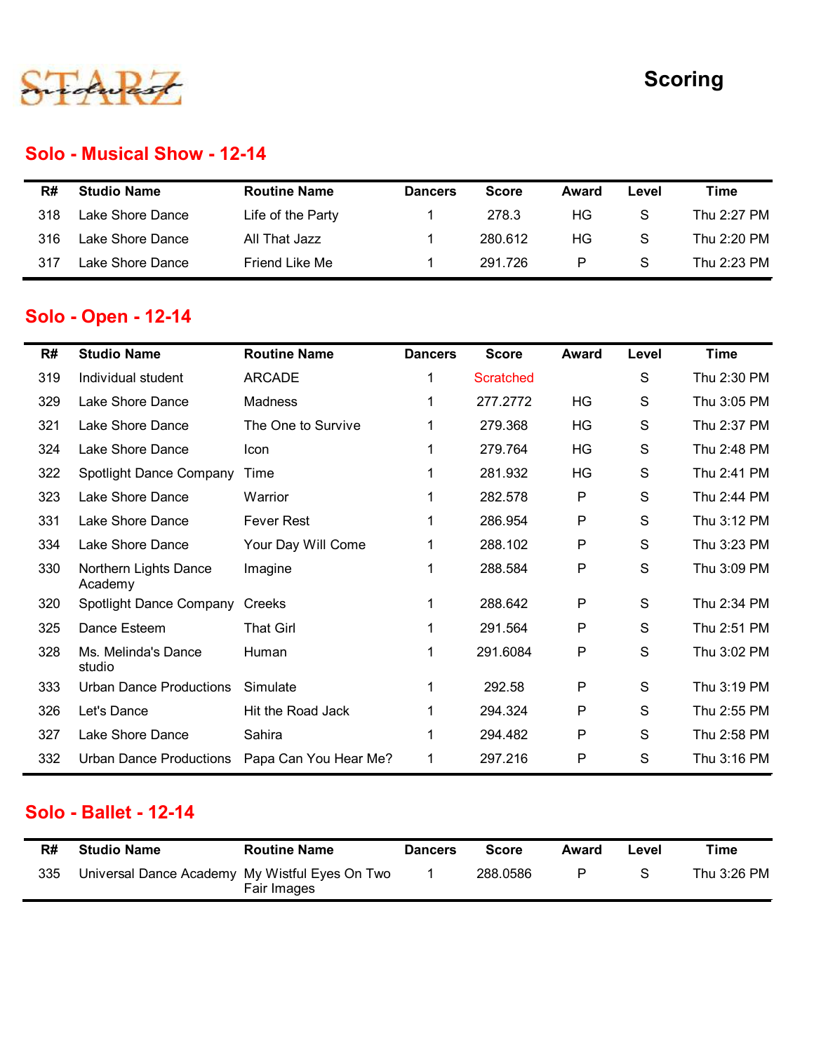STARZ midwest

# Scoring

## Solo - Musical Show - 12-14

| R# | Studio Name | Routine Name | Dancers | Score | Award | Level | Time |
|---|---|---|---|---|---|---|---|
| 318 | Lake Shore Dance | Life of the Party | 1 | 278.3 | HG | S | Thu 2:27 PM |
| 316 | Lake Shore Dance | All That Jazz | 1 | 280.612 | HG | S | Thu 2:20 PM |
| 317 | Lake Shore Dance | Friend Like Me | 1 | 291.726 | P | S | Thu 2:23 PM |

## Solo - Open - 12-14

| R# | Studio Name | Routine Name | Dancers | Score | Award | Level | Time |
|---|---|---|---|---|---|---|---|
| 319 | Individual student | ARCADE | 1 | Scratched | | S | Thu 2:30 PM |
| 329 | Lake Shore Dance | Madness | 1 | 277.2772 | HG | S | Thu 3:05 PM |
| 321 | Lake Shore Dance | The One to Survive | 1 | 279.368 | HG | S | Thu 2:37 PM |
| 324 | Lake Shore Dance | Icon | 1 | 279.764 | HG | S | Thu 2:48 PM |
| 322 | Spotlight Dance Company | Time | 1 | 281.932 | HG | S | Thu 2:41 PM |
| 323 | Lake Shore Dance | Warrior | 1 | 282.578 | P | S | Thu 2:44 PM |
| 331 | Lake Shore Dance | Fever Rest | 1 | 286.954 | P | S | Thu 3:12 PM |
| 334 | Lake Shore Dance | Your Day Will Come | 1 | 288.102 | P | S | Thu 3:23 PM |
| 330 | Northern Lights Dance Academy | Imagine | 1 | 288.584 | P | S | Thu 3:09 PM |
| 320 | Spotlight Dance Company | Creeks | 1 | 288.642 | P | S | Thu 2:34 PM |
| 325 | Dance Esteem | That Girl | 1 | 291.564 | P | S | Thu 2:51 PM |
| 328 | Ms. Melinda's Dance studio | Human | 1 | 291.6084 | P | S | Thu 3:02 PM |
| 333 | Urban Dance Productions | Simulate | 1 | 292.58 | P | S | Thu 3:19 PM |
| 326 | Let's Dance | Hit the Road Jack | 1 | 294.324 | P | S | Thu 2:55 PM |
| 327 | Lake Shore Dance | Sahira | 1 | 294.482 | P | S | Thu 2:58 PM |
| 332 | Urban Dance Productions | Papa Can You Hear Me? | 1 | 297.216 | P | S | Thu 3:16 PM |

## Solo - Ballet - 12-14

| R# | Studio Name | Routine Name | Dancers | Score | Award | Level | Time |
|---|---|---|---|---|---|---|---|
| 335 | Universal Dance Academy | My Wistful Eyes On Two Fair Images | 1 | 288.0586 | P | S | Thu 3:26 PM |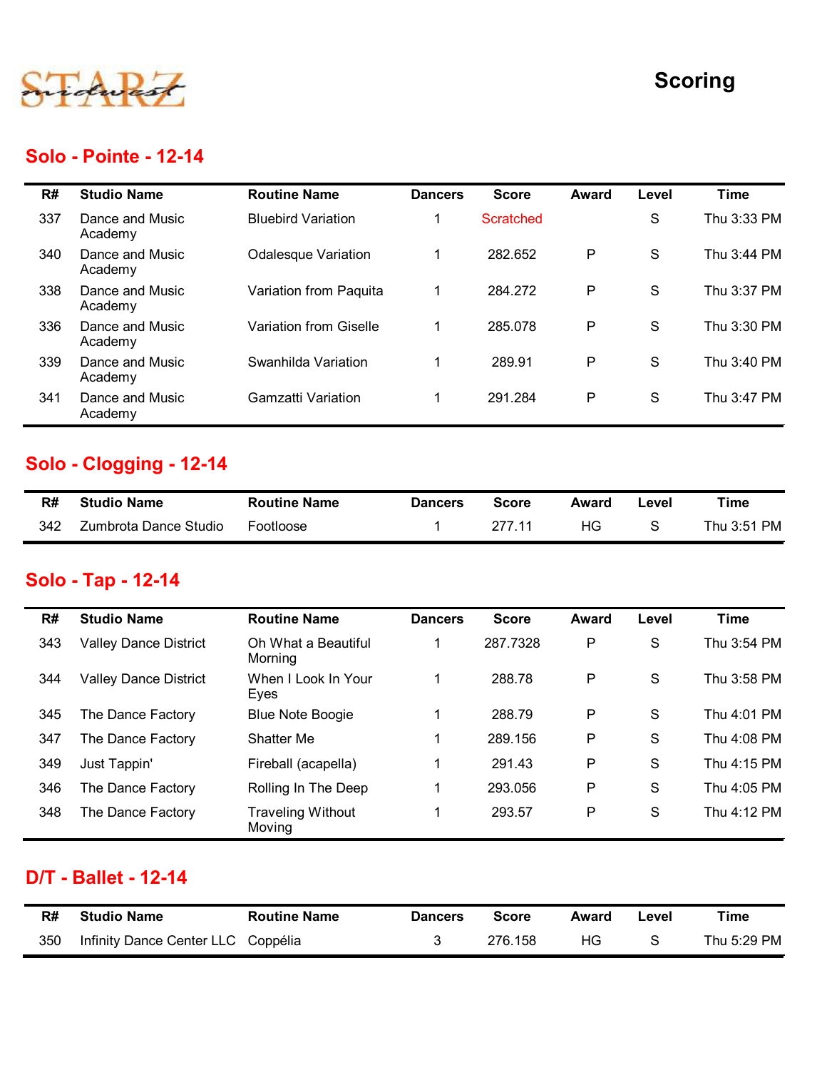STARZ midwest

# Scoring

## Solo - Pointe - 12-14

| R# | Studio Name | Routine Name | Dancers | Score | Award | Level | Time |
|---|---|---|---|---|---|---|---|
| 337 | Dance and Music Academy | Bluebird Variation | 1 | Scratched | | S | Thu 3:33 PM |
| 340 | Dance and Music Academy | Odalesque Variation | 1 | 282.652 | P | S | Thu 3:44 PM |
| 338 | Dance and Music Academy | Variation from Paquita | 1 | 284.272 | P | S | Thu 3:37 PM |
| 336 | Dance and Music Academy | Variation from Giselle | 1 | 285.078 | P | S | Thu 3:30 PM |
| 339 | Dance and Music Academy | Swanhilda Variation | 1 | 289.91 | P | S | Thu 3:40 PM |
| 341 | Dance and Music Academy | Gamzatti Variation | 1 | 291.284 | P | S | Thu 3:47 PM |

## Solo - Clogging - 12-14

| R# | Studio Name | Routine Name | Dancers | Score | Award | Level | Time |
|---|---|---|---|---|---|---|---|
| 342 | Zumbrota Dance Studio | Footloose | 1 | 277.11 | HG | S | Thu 3:51 PM |

## Solo - Tap - 12-14

| R# | Studio Name | Routine Name | Dancers | Score | Award | Level | Time |
|---|---|---|---|---|---|---|---|
| 343 | Valley Dance District | Oh What a Beautiful Morning | 1 | 287.7328 | P | S | Thu 3:54 PM |
| 344 | Valley Dance District | When I Look In Your Eyes | 1 | 288.78 | P | S | Thu 3:58 PM |
| 345 | The Dance Factory | Blue Note Boogie | 1 | 288.79 | P | S | Thu 4:01 PM |
| 347 | The Dance Factory | Shatter Me | 1 | 289.156 | P | S | Thu 4:08 PM |
| 349 | Just Tappin' | Fireball (acapella) | 1 | 291.43 | P | S | Thu 4:15 PM |
| 346 | The Dance Factory | Rolling In The Deep | 1 | 293.056 | P | S | Thu 4:05 PM |
| 348 | The Dance Factory | Traveling Without Moving | 1 | 293.57 | P | S | Thu 4:12 PM |

## D/T - Ballet - 12-14

| R# | Studio Name | Routine Name | Dancers | Score | Award | Level | Time |
|---|---|---|---|---|---|---|---|
| 350 | Infinity Dance Center LLC | Coppélia | 3 | 276.158 | HG | S | Thu 5:29 PM |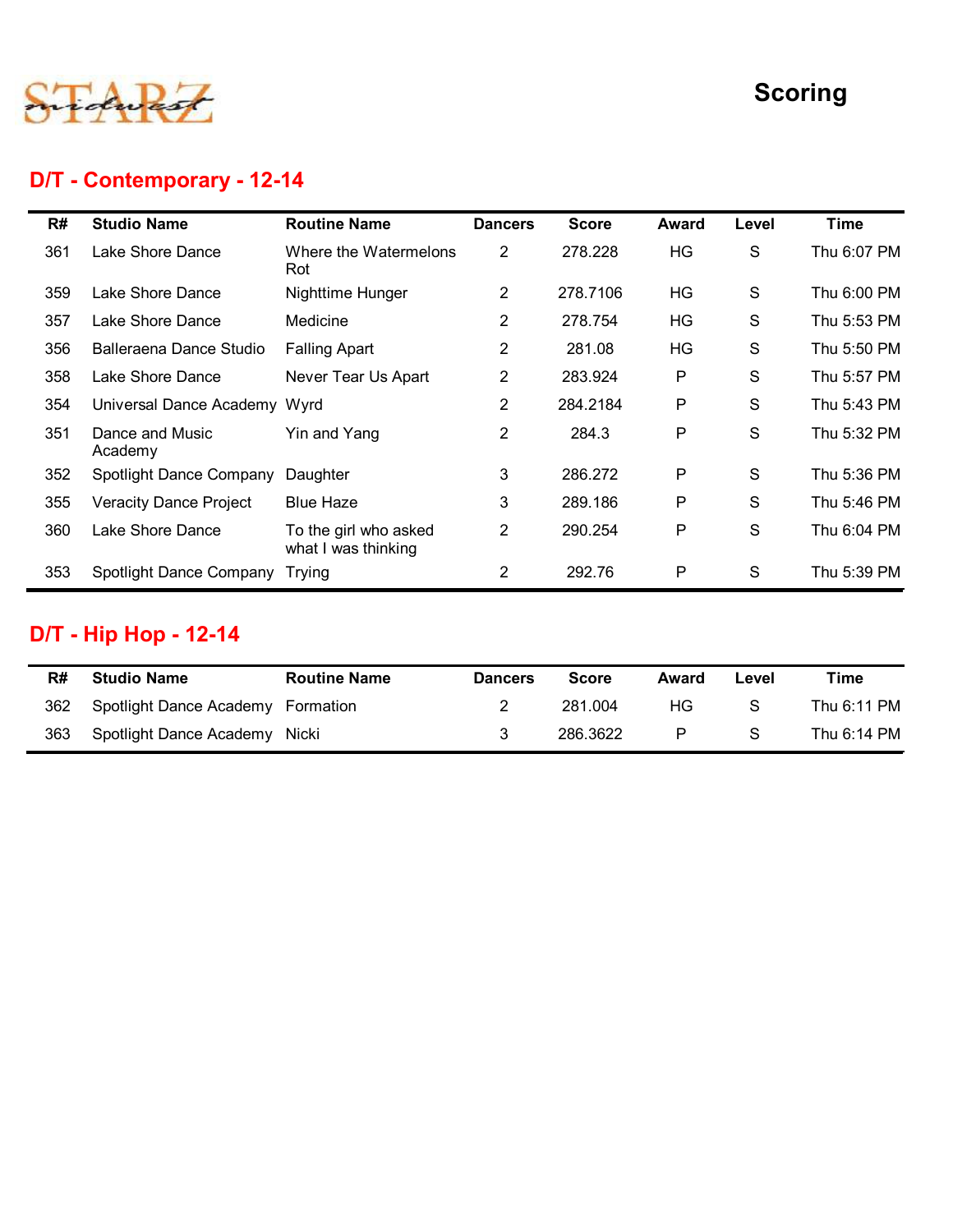# Scoring

## D/T - Contemporary - 12-14

| R# | Studio Name | Routine Name | Dancers | Score | Award | Level | Time |
|---|---|---|---|---|---|---|---|
| 361 | Lake Shore Dance | Where the Watermelons Rot | 2 | 278.228 | HG | S | Thu 6:07 PM |
| 359 | Lake Shore Dance | Nighttime Hunger | 2 | 278.7106 | HG | S | Thu 6:00 PM |
| 357 | Lake Shore Dance | Medicine | 2 | 278.754 | HG | S | Thu 5:53 PM |
| 356 | Balleraena Dance Studio | Falling Apart | 2 | 281.08 | HG | S | Thu 5:50 PM |
| 358 | Lake Shore Dance | Never Tear Us Apart | 2 | 283.924 | P | S | Thu 5:57 PM |
| 354 | Universal Dance Academy | Wyrd | 2 | 284.2184 | P | S | Thu 5:43 PM |
| 351 | Dance and Music Academy | Yin and Yang | 2 | 284.3 | P | S | Thu 5:32 PM |
| 352 | Spotlight Dance Company | Daughter | 3 | 286.272 | P | S | Thu 5:36 PM |
| 355 | Veracity Dance Project | Blue Haze | 3 | 289.186 | P | S | Thu 5:46 PM |
| 360 | Lake Shore Dance | To the girl who asked what I was thinking | 2 | 290.254 | P | S | Thu 6:04 PM |
| 353 | Spotlight Dance Company | Trying | 2 | 292.76 | P | S | Thu 5:39 PM |

## D/T - Hip Hop - 12-14

| R# | Studio Name | Routine Name | Dancers | Score | Award | Level | Time |
|---|---|---|---|---|---|---|---|
| 362 | Spotlight Dance Academy | Formation | 2 | 281.004 | HG | S | Thu 6:11 PM |
| 363 | Spotlight Dance Academy | Nicki | 3 | 286.3622 | P | S | Thu 6:14 PM |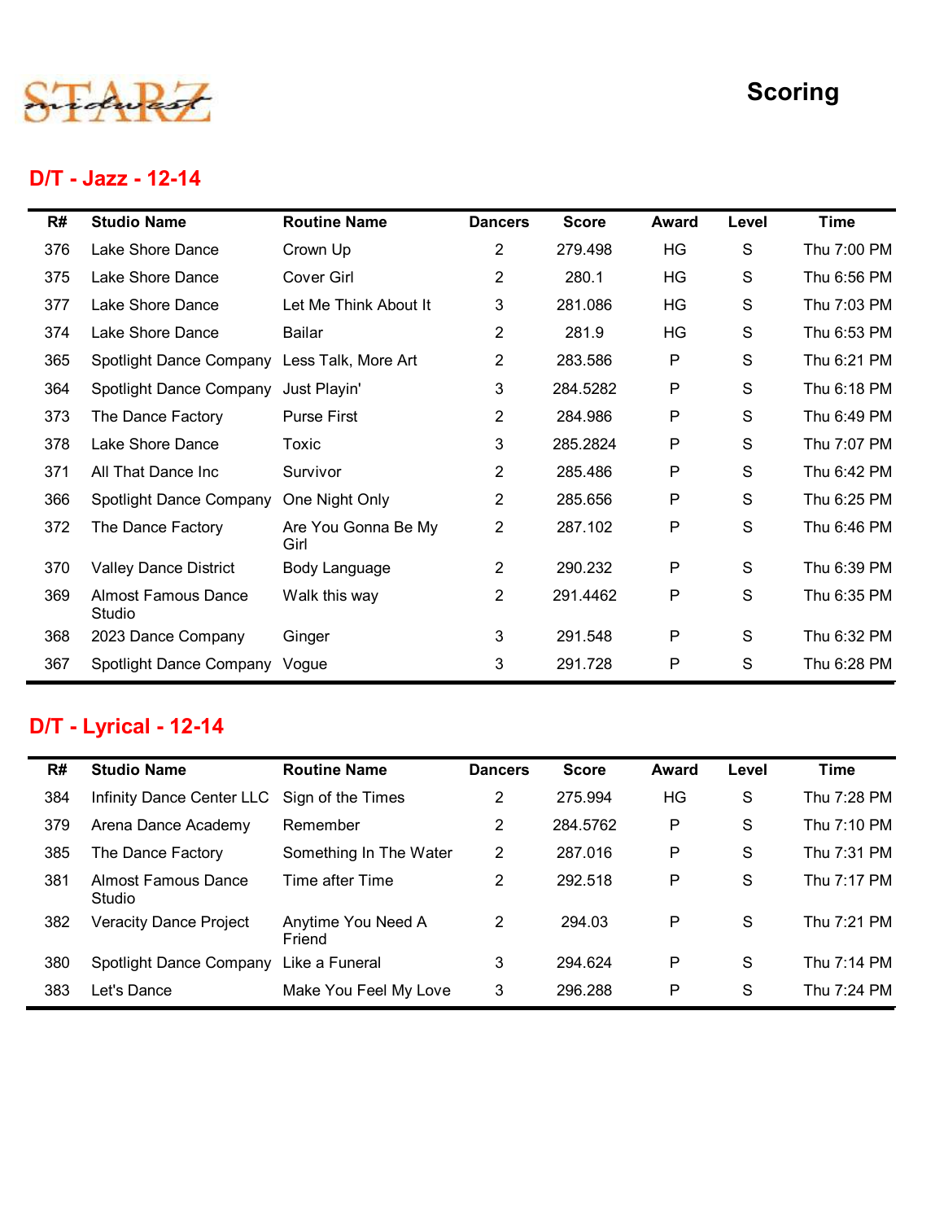STARZ midwest

# Scoring

## D/T - Jazz - 12-14

| R# | Studio Name | Routine Name | Dancers | Score | Award | Level | Time |
|---|---|---|---|---|---|---|---|
| 376 | Lake Shore Dance | Crown Up | 2 | 279.498 | HG | S | Thu 7:00 PM |
| 375 | Lake Shore Dance | Cover Girl | 2 | 280.1 | HG | S | Thu 6:56 PM |
| 377 | Lake Shore Dance | Let Me Think About It | 3 | 281.086 | HG | S | Thu 7:03 PM |
| 374 | Lake Shore Dance | Bailar | 2 | 281.9 | HG | S | Thu 6:53 PM |
| 365 | Spotlight Dance Company | Less Talk, More Art | 2 | 283.586 | P | S | Thu 6:21 PM |
| 364 | Spotlight Dance Company | Just Playin' | 3 | 284.5282 | P | S | Thu 6:18 PM |
| 373 | The Dance Factory | Purse First | 2 | 284.986 | P | S | Thu 6:49 PM |
| 378 | Lake Shore Dance | Toxic | 3 | 285.2824 | P | S | Thu 7:07 PM |
| 371 | All That Dance Inc | Survivor | 2 | 285.486 | P | S | Thu 6:42 PM |
| 366 | Spotlight Dance Company | One Night Only | 2 | 285.656 | P | S | Thu 6:25 PM |
| 372 | The Dance Factory | Are You Gonna Be My Girl | 2 | 287.102 | P | S | Thu 6:46 PM |
| 370 | Valley Dance District | Body Language | 2 | 290.232 | P | S | Thu 6:39 PM |
| 369 | Almost Famous Dance Studio | Walk this way | 2 | 291.4462 | P | S | Thu 6:35 PM |
| 368 | 2023 Dance Company | Ginger | 3 | 291.548 | P | S | Thu 6:32 PM |
| 367 | Spotlight Dance Company | Vogue | 3 | 291.728 | P | S | Thu 6:28 PM |

## D/T - Lyrical - 12-14

| R# | Studio Name | Routine Name | Dancers | Score | Award | Level | Time |
|---|---|---|---|---|---|---|---|
| 384 | Infinity Dance Center LLC | Sign of the Times | 2 | 275.994 | HG | S | Thu 7:28 PM |
| 379 | Arena Dance Academy | Remember | 2 | 284.5762 | P | S | Thu 7:10 PM |
| 385 | The Dance Factory | Something In The Water | 2 | 287.016 | P | S | Thu 7:31 PM |
| 381 | Almost Famous Dance Studio | Time after Time | 2 | 292.518 | P | S | Thu 7:17 PM |
| 382 | Veracity Dance Project | Anytime You Need A Friend | 2 | 294.03 | P | S | Thu 7:21 PM |
| 380 | Spotlight Dance Company | Like a Funeral | 3 | 294.624 | P | S | Thu 7:14 PM |
| 383 | Let's Dance | Make You Feel My Love | 3 | 296.288 | P | S | Thu 7:24 PM |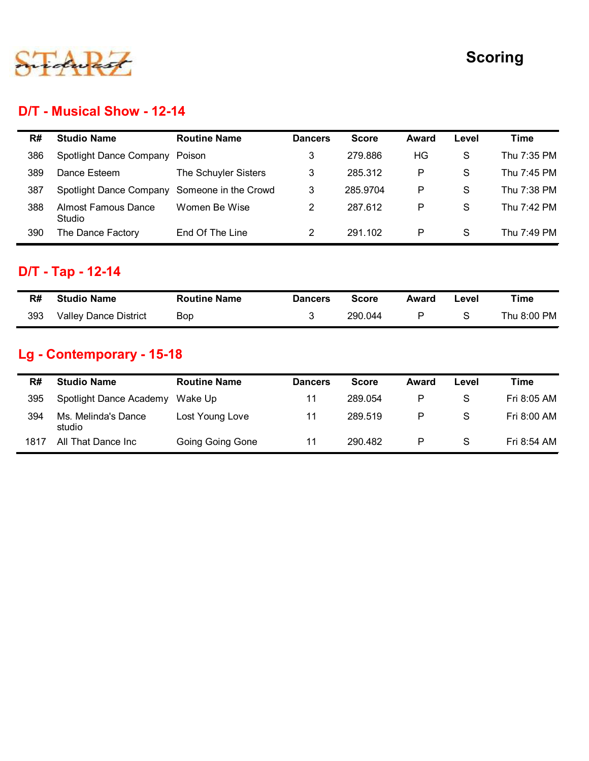# Scoring

## D/T - Musical Show - 12-14

| R# | Studio Name | Routine Name | Dancers | Score | Award | Level | Time |
|---|---|---|---|---|---|---|---|
| 386 | Spotlight Dance Company | Poison | 3 | 279.886 | HG | S | Thu 7:35 PM |
| 389 | Dance Esteem | The Schuyler Sisters | 3 | 285.312 | P | S | Thu 7:45 PM |
| 387 | Spotlight Dance Company | Someone in the Crowd | 3 | 285.9704 | P | S | Thu 7:38 PM |
| 388 | Almost Famous Dance Studio | Women Be Wise | 2 | 287.612 | P | S | Thu 7:42 PM |
| 390 | The Dance Factory | End Of The Line | 2 | 291.102 | P | S | Thu 7:49 PM |

## D/T - Tap - 12-14

| R# | Studio Name | Routine Name | Dancers | Score | Award | Level | Time |
|---|---|---|---|---|---|---|---|
| 393 | Valley Dance District | Bop | 3 | 290.044 | P | S | Thu 8:00 PM |

## Lg - Contemporary - 15-18

| R# | Studio Name | Routine Name | Dancers | Score | Award | Level | Time |
|---|---|---|---|---|---|---|---|
| 395 | Spotlight Dance Academy | Wake Up | 11 | 289.054 | P | S | Fri 8:05 AM |
| 394 | Ms. Melinda's Dance studio | Lost Young Love | 11 | 289.519 | P | S | Fri 8:00 AM |
| 1817 | All That Dance Inc | Going Going Gone | 11 | 290.482 | P | S | Fri 8:54 AM |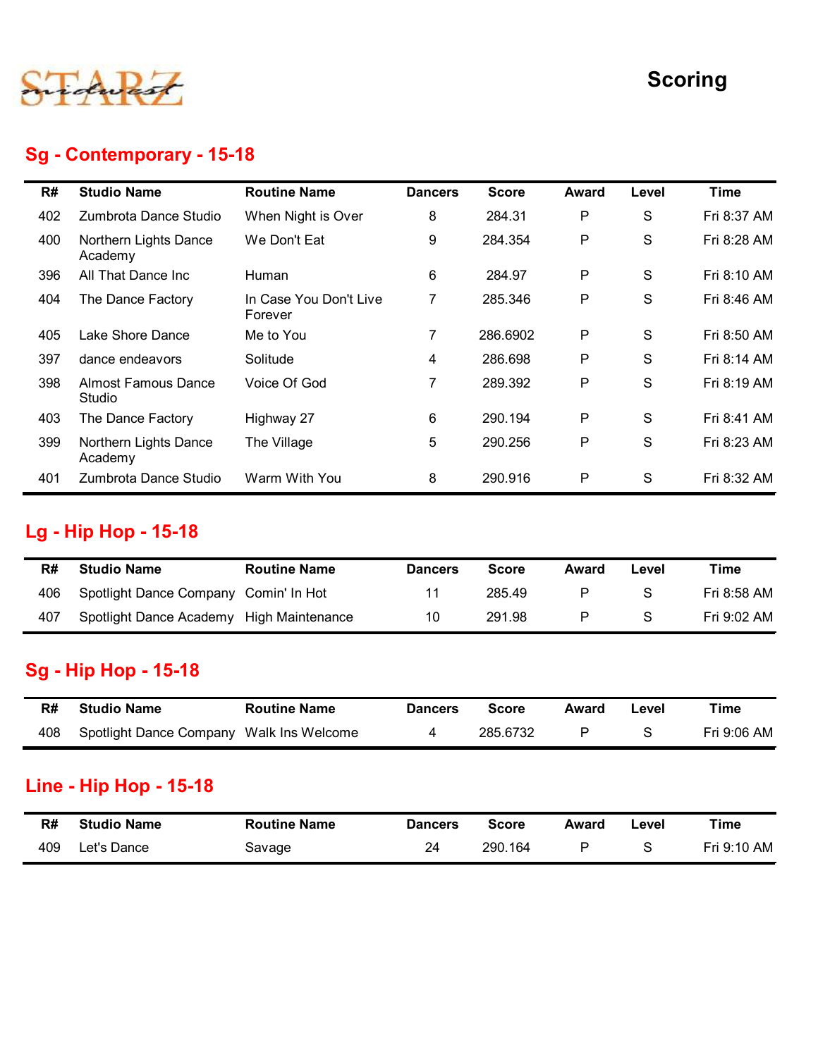STARZ midwest

# Scoring

## Sg - Contemporary - 15-18

| R# | Studio Name | Routine Name | Dancers | Score | Award | Level | Time |
|---|---|---|---|---|---|---|---|
| 402 | Zumbrota Dance Studio | When Night is Over | 8 | 284.31 | P | S | Fri 8:37 AM |
| 400 | Northern Lights Dance Academy | We Don't Eat | 9 | 284.354 | P | S | Fri 8:28 AM |
| 396 | All That Dance Inc | Human | 6 | 284.97 | P | S | Fri 8:10 AM |
| 404 | The Dance Factory | In Case You Don't Live Forever | 7 | 285.346 | P | S | Fri 8:46 AM |
| 405 | Lake Shore Dance | Me to You | 7 | 286.6902 | P | S | Fri 8:50 AM |
| 397 | dance endeavors | Solitude | 4 | 286.698 | P | S | Fri 8:14 AM |
| 398 | Almost Famous Dance Studio | Voice Of God | 7 | 289.392 | P | S | Fri 8:19 AM |
| 403 | The Dance Factory | Highway 27 | 6 | 290.194 | P | S | Fri 8:41 AM |
| 399 | Northern Lights Dance Academy | The Village | 5 | 290.256 | P | S | Fri 8:23 AM |
| 401 | Zumbrota Dance Studio | Warm With You | 8 | 290.916 | P | S | Fri 8:32 AM |

## Lg - Hip Hop - 15-18

| R# | Studio Name | Routine Name | Dancers | Score | Award | Level | Time |
|---|---|---|---|---|---|---|---|
| 406 | Spotlight Dance Company | Comin' In Hot | 11 | 285.49 | P | S | Fri 8:58 AM |
| 407 | Spotlight Dance Academy | High Maintenance | 10 | 291.98 | P | S | Fri 9:02 AM |

## Sg - Hip Hop - 15-18

| R# | Studio Name | Routine Name | Dancers | Score | Award | Level | Time |
|---|---|---|---|---|---|---|---|
| 408 | Spotlight Dance Company | Walk Ins Welcome | 4 | 285.6732 | P | S | Fri 9:06 AM |

## Line - Hip Hop - 15-18

| R# | Studio Name | Routine Name | Dancers | Score | Award | Level | Time |
|---|---|---|---|---|---|---|---|
| 409 | Let's Dance | Savage | 24 | 290.164 | P | S | Fri 9:10 AM |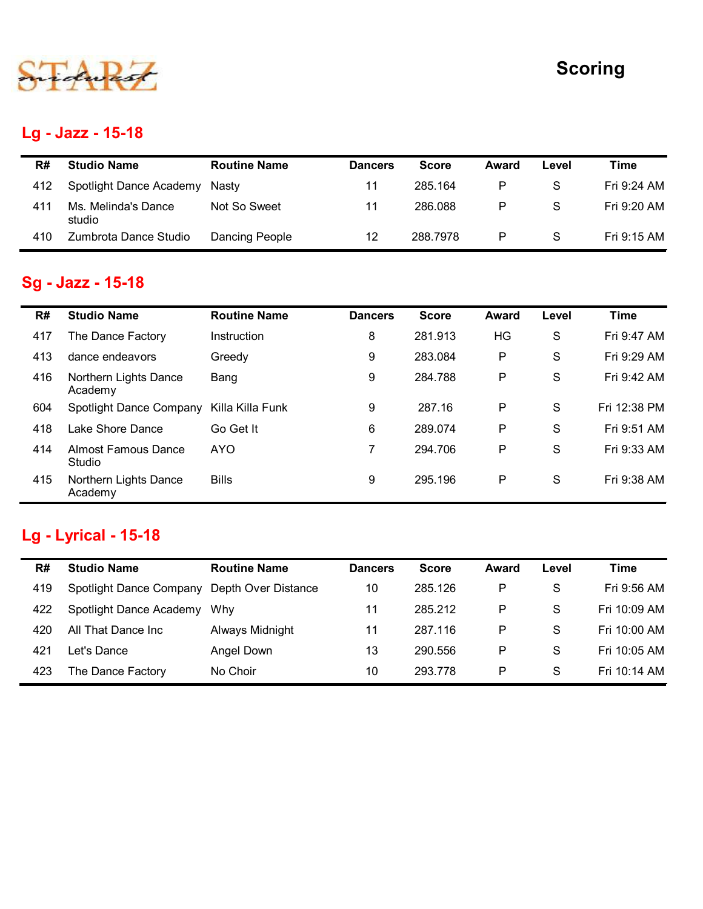STARZ midwest

# Scoring

## Lg - Jazz - 15-18

| R# | Studio Name | Routine Name | Dancers | Score | Award | Level | Time |
|---|---|---|---|---|---|---|---|
| 412 | Spotlight Dance Academy | Nasty | 11 | 285.164 | P | S | Fri 9:24 AM |
| 411 | Ms. Melinda's Dance studio | Not So Sweet | 11 | 286.088 | P | S | Fri 9:20 AM |
| 410 | Zumbrota Dance Studio | Dancing People | 12 | 288.7978 | P | S | Fri 9:15 AM |

## Sg - Jazz - 15-18

| R# | Studio Name | Routine Name | Dancers | Score | Award | Level | Time |
|---|---|---|---|---|---|---|---|
| 417 | The Dance Factory | Instruction | 8 | 281.913 | HG | S | Fri 9:47 AM |
| 413 | dance endeavors | Greedy | 9 | 283.084 | P | S | Fri 9:29 AM |
| 416 | Northern Lights Dance Academy | Bang | 9 | 284.788 | P | S | Fri 9:42 AM |
| 604 | Spotlight Dance Company | Killa Killa Funk | 9 | 287.16 | P | S | Fri 12:38 PM |
| 418 | Lake Shore Dance | Go Get It | 6 | 289.074 | P | S | Fri 9:51 AM |
| 414 | Almost Famous Dance Studio | AYO | 7 | 294.706 | P | S | Fri 9:33 AM |
| 415 | Northern Lights Dance Academy | Bills | 9 | 295.196 | P | S | Fri 9:38 AM |

## Lg - Lyrical - 15-18

| R# | Studio Name | Routine Name | Dancers | Score | Award | Level | Time |
|---|---|---|---|---|---|---|---|
| 419 | Spotlight Dance Company | Depth Over Distance | 10 | 285.126 | P | S | Fri 9:56 AM |
| 422 | Spotlight Dance Academy | Why | 11 | 285.212 | P | S | Fri 10:09 AM |
| 420 | All That Dance Inc | Always Midnight | 11 | 287.116 | P | S | Fri 10:00 AM |
| 421 | Let's Dance | Angel Down | 13 | 290.556 | P | S | Fri 10:05 AM |
| 423 | The Dance Factory | No Choir | 10 | 293.778 | P | S | Fri 10:14 AM |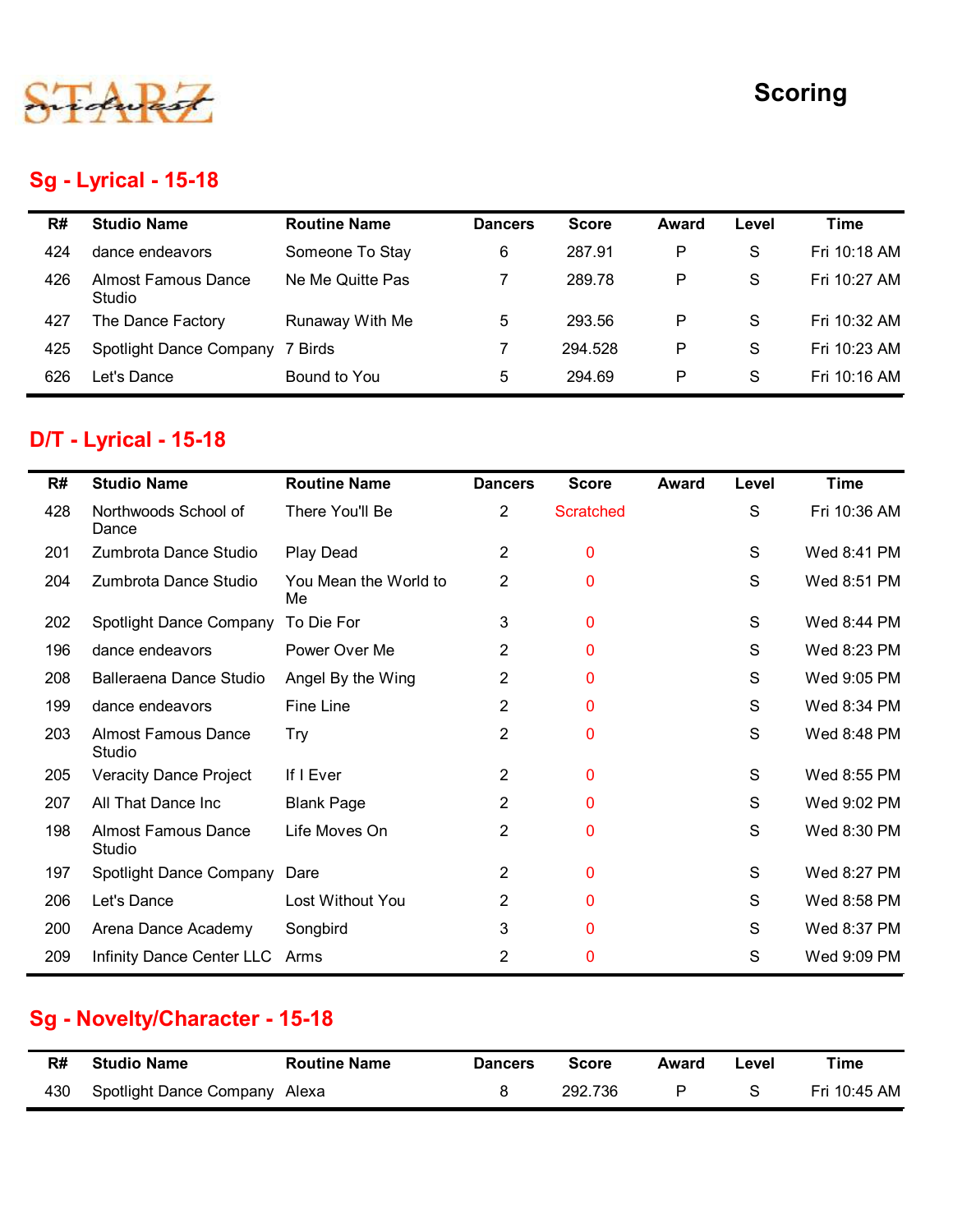STARZ midwest

# Scoring

## Sg - Lyrical - 15-18

| R# | Studio Name | Routine Name | Dancers | Score | Award | Level | Time |
|---|---|---|---|---|---|---|---|
| 424 | dance endeavors | Someone To Stay | 6 | 287.91 | P | S | Fri 10:18 AM |
| 426 | Almost Famous Dance Studio | Ne Me Quitte Pas | 7 | 289.78 | P | S | Fri 10:27 AM |
| 427 | The Dance Factory | Runaway With Me | 5 | 293.56 | P | S | Fri 10:32 AM |
| 425 | Spotlight Dance Company | 7 Birds | 7 | 294.528 | P | S | Fri 10:23 AM |
| 626 | Let's Dance | Bound to You | 5 | 294.69 | P | S | Fri 10:16 AM |

## D/T - Lyrical - 15-18

| R# | Studio Name | Routine Name | Dancers | Score | Award | Level | Time |
|---|---|---|---|---|---|---|---|
| 428 | Northwoods School of Dance | There You'll Be | 2 | Scratched | | S | Fri 10:36 AM |
| 201 | Zumbrota Dance Studio | Play Dead | 2 | 0 | | S | Wed 8:41 PM |
| 204 | Zumbrota Dance Studio | You Mean the World to Me | 2 | 0 | | S | Wed 8:51 PM |
| 202 | Spotlight Dance Company | To Die For | 3 | 0 | | S | Wed 8:44 PM |
| 196 | dance endeavors | Power Over Me | 2 | 0 | | S | Wed 8:23 PM |
| 208 | Balleraena Dance Studio | Angel By the Wing | 2 | 0 | | S | Wed 9:05 PM |
| 199 | dance endeavors | Fine Line | 2 | 0 | | S | Wed 8:34 PM |
| 203 | Almost Famous Dance Studio | Try | 2 | 0 | | S | Wed 8:48 PM |
| 205 | Veracity Dance Project | If I Ever | 2 | 0 | | S | Wed 8:55 PM |
| 207 | All That Dance Inc | Blank Page | 2 | 0 | | S | Wed 9:02 PM |
| 198 | Almost Famous Dance Studio | Life Moves On | 2 | 0 | | S | Wed 8:30 PM |
| 197 | Spotlight Dance Company | Dare | 2 | 0 | | S | Wed 8:27 PM |
| 206 | Let's Dance | Lost Without You | 2 | 0 | | S | Wed 8:58 PM |
| 200 | Arena Dance Academy | Songbird | 3 | 0 | | S | Wed 8:37 PM |
| 209 | Infinity Dance Center LLC | Arms | 2 | 0 | | S | Wed 9:09 PM |

## Sg - Novelty/Character - 15-18

| R# | Studio Name | Routine Name | Dancers | Score | Award | Level | Time |
|---|---|---|---|---|---|---|---|
| 430 | Spotlight Dance Company | Alexa | 8 | 292.736 | P | S | Fri 10:45 AM |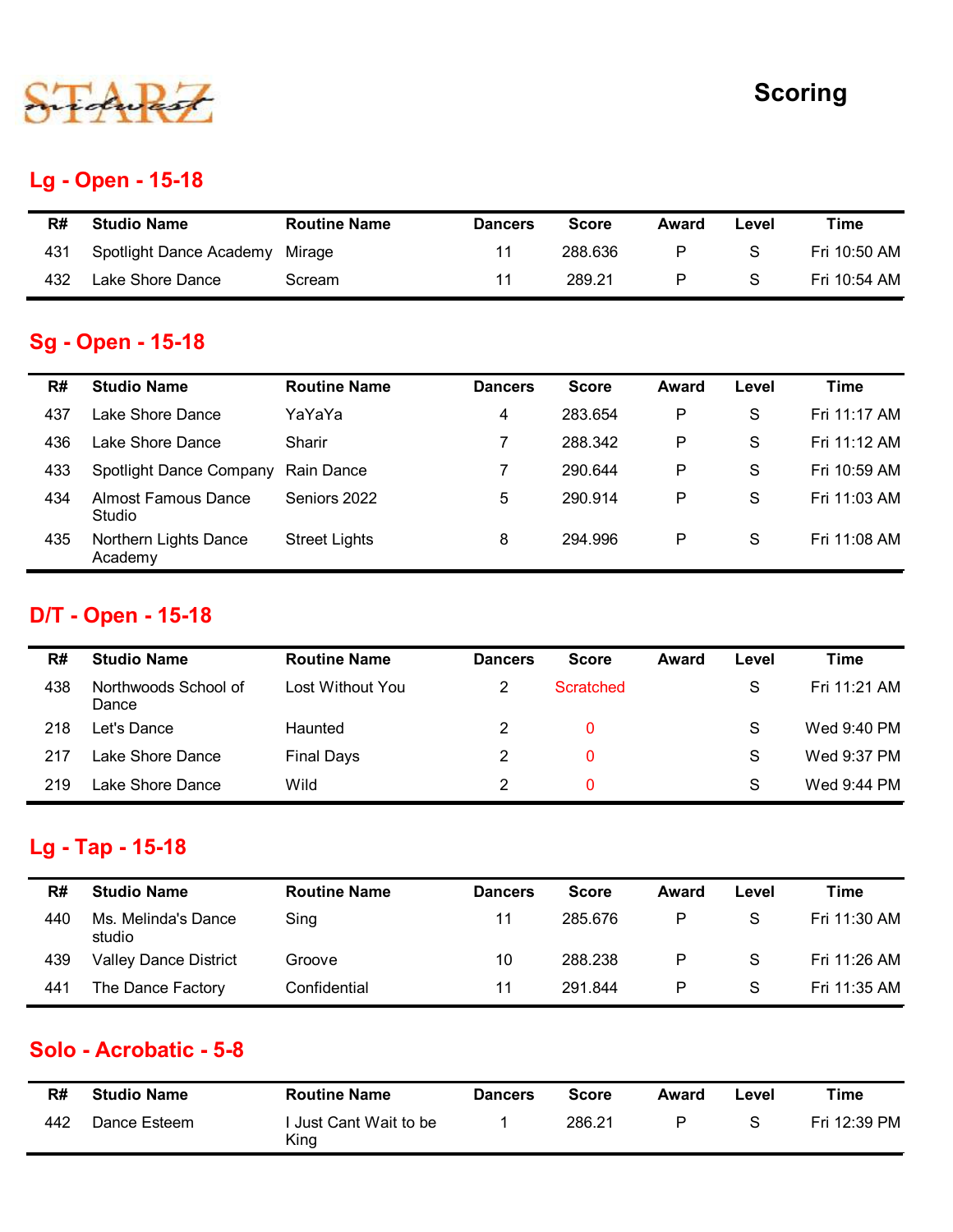STARZ midwest

# Scoring

## Lg - Open - 15-18

| R# | Studio Name | Routine Name | Dancers | Score | Award | Level | Time |
|---|---|---|---|---|---|---|---|
| 431 | Spotlight Dance Academy | Mirage | 11 | 288.636 | P | S | Fri 10:50 AM |
| 432 | Lake Shore Dance | Scream | 11 | 289.21 | P | S | Fri 10:54 AM |

## Sg - Open - 15-18

| R# | Studio Name | Routine Name | Dancers | Score | Award | Level | Time |
|---|---|---|---|---|---|---|---|
| 437 | Lake Shore Dance | YaYaYa | 4 | 283.654 | P | S | Fri 11:17 AM |
| 436 | Lake Shore Dance | Sharir | 7 | 288.342 | P | S | Fri 11:12 AM |
| 433 | Spotlight Dance Company | Rain Dance | 7 | 290.644 | P | S | Fri 10:59 AM |
| 434 | Almost Famous Dance Studio | Seniors 2022 | 5 | 290.914 | P | S | Fri 11:03 AM |
| 435 | Northern Lights Dance Academy | Street Lights | 8 | 294.996 | P | S | Fri 11:08 AM |

## D/T - Open - 15-18

| R# | Studio Name | Routine Name | Dancers | Score | Award | Level | Time |
|---|---|---|---|---|---|---|---|
| 438 | Northwoods School of Dance | Lost Without You | 2 | Scratched | | S | Fri 11:21 AM |
| 218 | Let's Dance | Haunted | 2 | 0 | | S | Wed 9:40 PM |
| 217 | Lake Shore Dance | Final Days | 2 | 0 | | S | Wed 9:37 PM |
| 219 | Lake Shore Dance | Wild | 2 | 0 | | S | Wed 9:44 PM |

## Lg - Tap - 15-18

| R# | Studio Name | Routine Name | Dancers | Score | Award | Level | Time |
|---|---|---|---|---|---|---|---|
| 440 | Ms. Melinda's Dance studio | Sing | 11 | 285.676 | P | S | Fri 11:30 AM |
| 439 | Valley Dance District | Groove | 10 | 288.238 | P | S | Fri 11:26 AM |
| 441 | The Dance Factory | Confidential | 11 | 291.844 | P | S | Fri 11:35 AM |

## Solo - Acrobatic - 5-8

| R# | Studio Name | Routine Name | Dancers | Score | Award | Level | Time |
|---|---|---|---|---|---|---|---|
| 442 | Dance Esteem | I Just Cant Wait to be King | 1 | 286.21 | P | S | Fri 12:39 PM |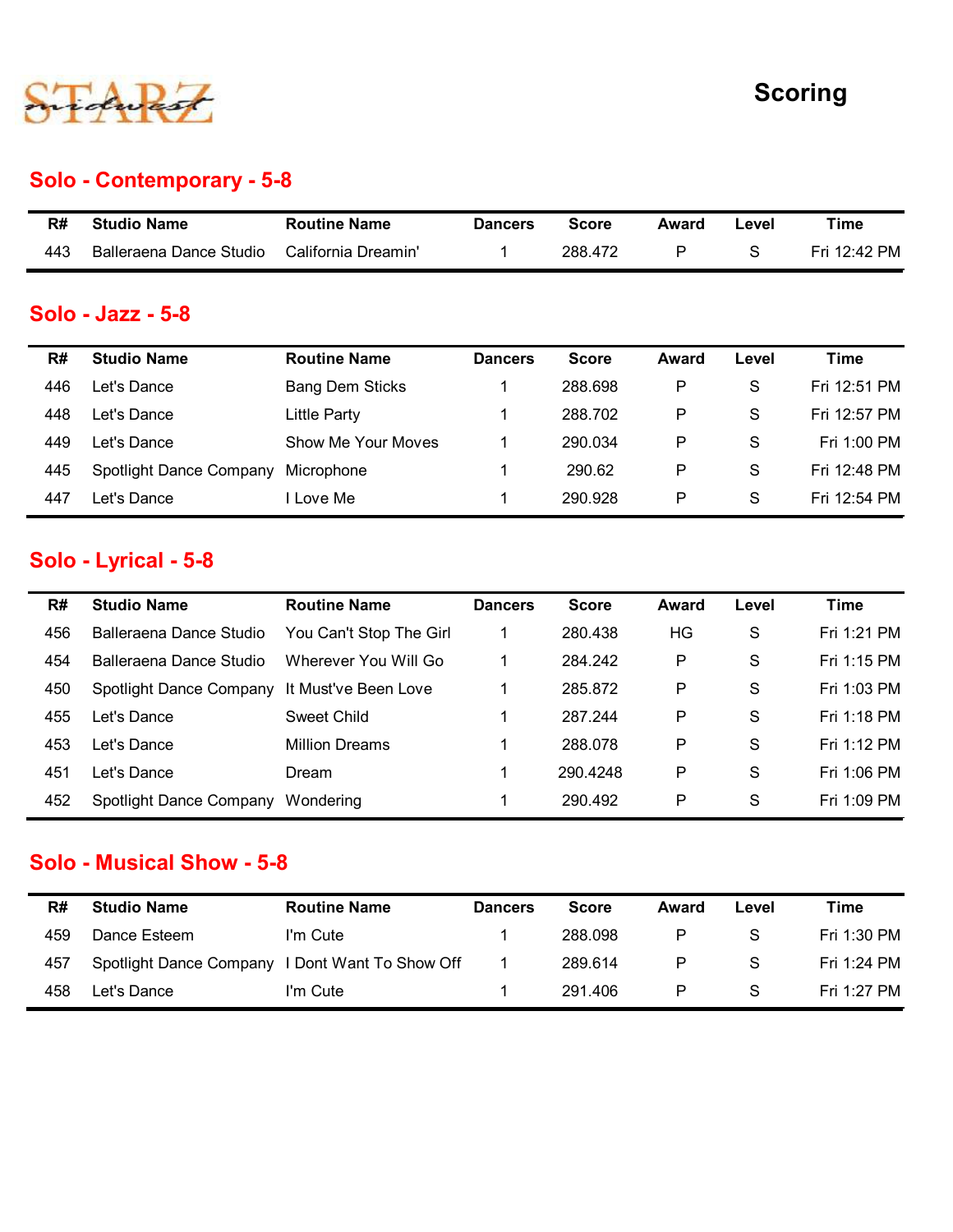STARZ midwest

# Scoring

## Solo - Contemporary - 5-8

| R# | Studio Name | Routine Name | Dancers | Score | Award | Level | Time |
|---|---|---|---|---|---|---|---|
| 443 | Balleraena Dance Studio | California Dreamin' | 1 | 288.472 | P | S | Fri 12:42 PM |

## Solo - Jazz - 5-8

| R# | Studio Name | Routine Name | Dancers | Score | Award | Level | Time |
|---|---|---|---|---|---|---|---|
| 446 | Let's Dance | Bang Dem Sticks | 1 | 288.698 | P | S | Fri 12:51 PM |
| 448 | Let's Dance | Little Party | 1 | 288.702 | P | S | Fri 12:57 PM |
| 449 | Let's Dance | Show Me Your Moves | 1 | 290.034 | P | S | Fri 1:00 PM |
| 445 | Spotlight Dance Company | Microphone | 1 | 290.62 | P | S | Fri 12:48 PM |
| 447 | Let's Dance | I Love Me | 1 | 290.928 | P | S | Fri 12:54 PM |

## Solo - Lyrical - 5-8

| R# | Studio Name | Routine Name | Dancers | Score | Award | Level | Time |
|---|---|---|---|---|---|---|---|
| 456 | Balleraena Dance Studio | You Can't Stop The Girl | 1 | 280.438 | HG | S | Fri 1:21 PM |
| 454 | Balleraena Dance Studio | Wherever You Will Go | 1 | 284.242 | P | S | Fri 1:15 PM |
| 450 | Spotlight Dance Company | It Must've Been Love | 1 | 285.872 | P | S | Fri 1:03 PM |
| 455 | Let's Dance | Sweet Child | 1 | 287.244 | P | S | Fri 1:18 PM |
| 453 | Let's Dance | Million Dreams | 1 | 288.078 | P | S | Fri 1:12 PM |
| 451 | Let's Dance | Dream | 1 | 290.4248 | P | S | Fri 1:06 PM |
| 452 | Spotlight Dance Company | Wondering | 1 | 290.492 | P | S | Fri 1:09 PM |

## Solo - Musical Show - 5-8

| R# | Studio Name | Routine Name | Dancers | Score | Award | Level | Time |
|---|---|---|---|---|---|---|---|
| 459 | Dance Esteem | I'm Cute | 1 | 288.098 | P | S | Fri 1:30 PM |
| 457 | Spotlight Dance Company | I Dont Want To Show Off | 1 | 289.614 | P | S | Fri 1:24 PM |
| 458 | Let's Dance | I'm Cute | 1 | 291.406 | P | S | Fri 1:27 PM |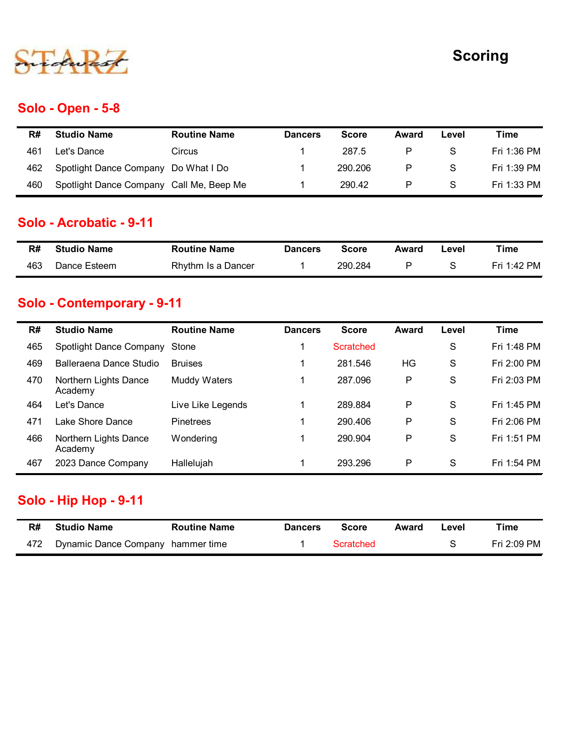STARZ midwest

# Scoring

## Solo - Open - 5-8

| R# | Studio Name | Routine Name | Dancers | Score | Award | Level | Time |
|---|---|---|---|---|---|---|---|
| 461 | Let's Dance | Circus | 1 | 287.5 | P | S | Fri 1:36 PM |
| 462 | Spotlight Dance Company | Do What I Do | 1 | 290.206 | P | S | Fri 1:39 PM |
| 460 | Spotlight Dance Company | Call Me, Beep Me | 1 | 290.42 | P | S | Fri 1:33 PM |

## Solo - Acrobatic - 9-11

| R# | Studio Name | Routine Name | Dancers | Score | Award | Level | Time |
|---|---|---|---|---|---|---|---|
| 463 | Dance Esteem | Rhythm Is a Dancer | 1 | 290.284 | P | S | Fri 1:42 PM |

## Solo - Contemporary - 9-11

| R# | Studio Name | Routine Name | Dancers | Score | Award | Level | Time |
|---|---|---|---|---|---|---|---|
| 465 | Spotlight Dance Company | Stone | 1 | Scratched | | S | Fri 1:48 PM |
| 469 | Balleraena Dance Studio | Bruises | 1 | 281.546 | HG | S | Fri 2:00 PM |
| 470 | Northern Lights Dance Academy | Muddy Waters | 1 | 287.096 | P | S | Fri 2:03 PM |
| 464 | Let's Dance | Live Like Legends | 1 | 289.884 | P | S | Fri 1:45 PM |
| 471 | Lake Shore Dance | Pinetrees | 1 | 290.406 | P | S | Fri 2:06 PM |
| 466 | Northern Lights Dance Academy | Wondering | 1 | 290.904 | P | S | Fri 1:51 PM |
| 467 | 2023 Dance Company | Hallelujah | 1 | 293.296 | P | S | Fri 1:54 PM |

## Solo - Hip Hop - 9-11

| R# | Studio Name | Routine Name | Dancers | Score | Award | Level | Time |
|---|---|---|---|---|---|---|---|
| 472 | Dynamic Dance Company | hammer time | 1 | Scratched | | S | Fri 2:09 PM |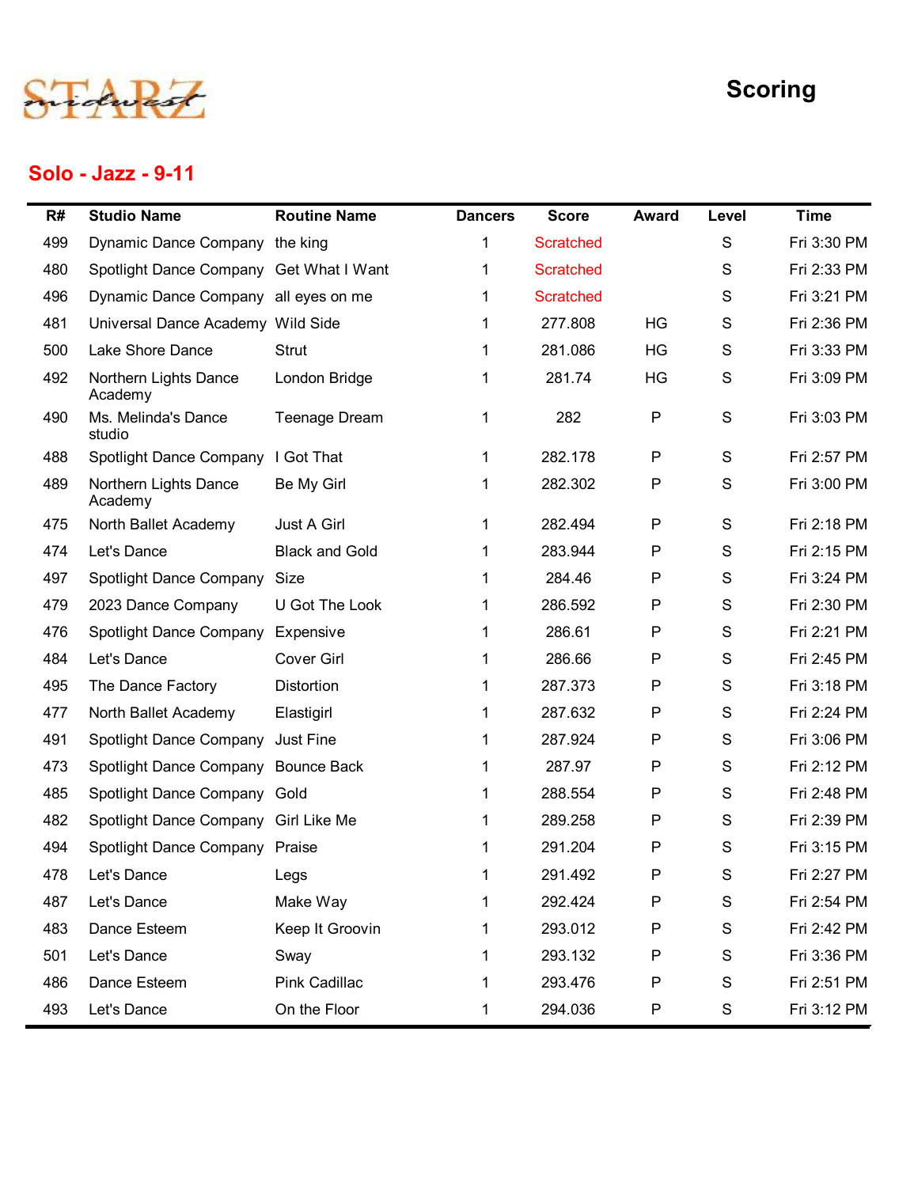STARZ midwest

# Scoring

## Solo - Jazz - 9-11

| R# | Studio Name | Routine Name | Dancers | Score | Award | Level | Time |
|---|---|---|---|---|---|---|---|
| 499 | Dynamic Dance Company | the king | 1 | Scratched | | S | Fri 3:30 PM |
| 480 | Spotlight Dance Company | Get What I Want | 1 | Scratched | | S | Fri 2:33 PM |
| 496 | Dynamic Dance Company | all eyes on me | 1 | Scratched | | S | Fri 3:21 PM |
| 481 | Universal Dance Academy | Wild Side | 1 | 277.808 | HG | S | Fri 2:36 PM |
| 500 | Lake Shore Dance | Strut | 1 | 281.086 | HG | S | Fri 3:33 PM |
| 492 | Northern Lights Dance Academy | London Bridge | 1 | 281.74 | HG | S | Fri 3:09 PM |
| 490 | Ms. Melinda's Dance studio | Teenage Dream | 1 | 282 | P | S | Fri 3:03 PM |
| 488 | Spotlight Dance Company | I Got That | 1 | 282.178 | P | S | Fri 2:57 PM |
| 489 | Northern Lights Dance Academy | Be My Girl | 1 | 282.302 | P | S | Fri 3:00 PM |
| 475 | North Ballet Academy | Just A Girl | 1 | 282.494 | P | S | Fri 2:18 PM |
| 474 | Let's Dance | Black and Gold | 1 | 283.944 | P | S | Fri 2:15 PM |
| 497 | Spotlight Dance Company | Size | 1 | 284.46 | P | S | Fri 3:24 PM |
| 479 | 2023 Dance Company | U Got The Look | 1 | 286.592 | P | S | Fri 2:30 PM |
| 476 | Spotlight Dance Company | Expensive | 1 | 286.61 | P | S | Fri 2:21 PM |
| 484 | Let's Dance | Cover Girl | 1 | 286.66 | P | S | Fri 2:45 PM |
| 495 | The Dance Factory | Distortion | 1 | 287.373 | P | S | Fri 3:18 PM |
| 477 | North Ballet Academy | Elastigirl | 1 | 287.632 | P | S | Fri 2:24 PM |
| 491 | Spotlight Dance Company | Just Fine | 1 | 287.924 | P | S | Fri 3:06 PM |
| 473 | Spotlight Dance Company | Bounce Back | 1 | 287.97 | P | S | Fri 2:12 PM |
| 485 | Spotlight Dance Company | Gold | 1 | 288.554 | P | S | Fri 2:48 PM |
| 482 | Spotlight Dance Company | Girl Like Me | 1 | 289.258 | P | S | Fri 2:39 PM |
| 494 | Spotlight Dance Company | Praise | 1 | 291.204 | P | S | Fri 3:15 PM |
| 478 | Let's Dance | Legs | 1 | 291.492 | P | S | Fri 2:27 PM |
| 487 | Let's Dance | Make Way | 1 | 292.424 | P | S | Fri 2:54 PM |
| 483 | Dance Esteem | Keep It Groovin | 1 | 293.012 | P | S | Fri 2:42 PM |
| 501 | Let's Dance | Sway | 1 | 293.132 | P | S | Fri 3:36 PM |
| 486 | Dance Esteem | Pink Cadillac | 1 | 293.476 | P | S | Fri 2:51 PM |
| 493 | Let's Dance | On the Floor | 1 | 294.036 | P | S | Fri 3:12 PM |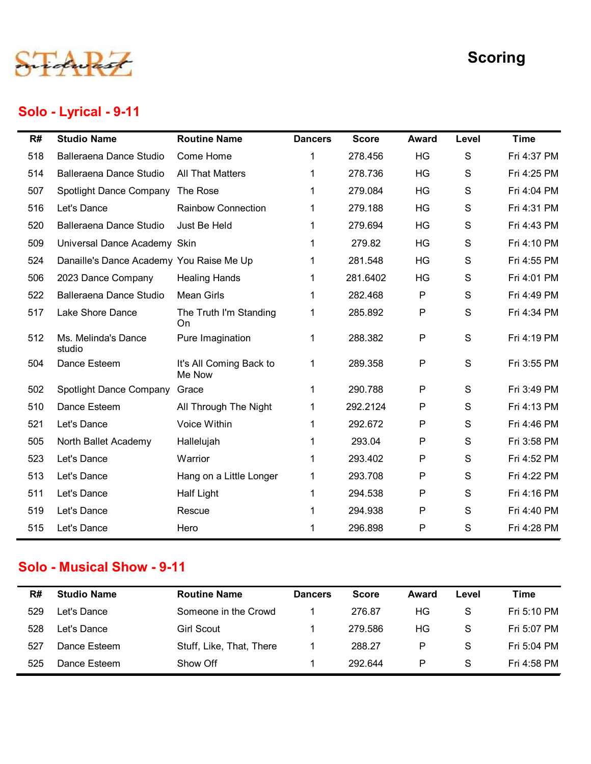STARZ midwest

# Scoring

## Solo - Lyrical - 9-11

| R# | Studio Name | Routine Name | Dancers | Score | Award | Level | Time |
|---|---|---|---|---|---|---|---|
| 518 | Balleraena Dance Studio | Come Home | 1 | 278.456 | HG | S | Fri 4:37 PM |
| 514 | Balleraena Dance Studio | All That Matters | 1 | 278.736 | HG | S | Fri 4:25 PM |
| 507 | Spotlight Dance Company | The Rose | 1 | 279.084 | HG | S | Fri 4:04 PM |
| 516 | Let's Dance | Rainbow Connection | 1 | 279.188 | HG | S | Fri 4:31 PM |
| 520 | Balleraena Dance Studio | Just Be Held | 1 | 279.694 | HG | S | Fri 4:43 PM |
| 509 | Universal Dance Academy | Skin | 1 | 279.82 | HG | S | Fri 4:10 PM |
| 524 | Danaille's Dance Academy | You Raise Me Up | 1 | 281.548 | HG | S | Fri 4:55 PM |
| 506 | 2023 Dance Company | Healing Hands | 1 | 281.6402 | HG | S | Fri 4:01 PM |
| 522 | Balleraena Dance Studio | Mean Girls | 1 | 282.468 | P | S | Fri 4:49 PM |
| 517 | Lake Shore Dance | The Truth I'm Standing On | 1 | 285.892 | P | S | Fri 4:34 PM |
| 512 | Ms. Melinda's Dance studio | Pure Imagination | 1 | 288.382 | P | S | Fri 4:19 PM |
| 504 | Dance Esteem | It's All Coming Back to Me Now | 1 | 289.358 | P | S | Fri 3:55 PM |
| 502 | Spotlight Dance Company | Grace | 1 | 290.788 | P | S | Fri 3:49 PM |
| 510 | Dance Esteem | All Through The Night | 1 | 292.2124 | P | S | Fri 4:13 PM |
| 521 | Let's Dance | Voice Within | 1 | 292.672 | P | S | Fri 4:46 PM |
| 505 | North Ballet Academy | Hallelujah | 1 | 293.04 | P | S | Fri 3:58 PM |
| 523 | Let's Dance | Warrior | 1 | 293.402 | P | S | Fri 4:52 PM |
| 513 | Let's Dance | Hang on a Little Longer | 1 | 293.708 | P | S | Fri 4:22 PM |
| 511 | Let's Dance | Half Light | 1 | 294.538 | P | S | Fri 4:16 PM |
| 519 | Let's Dance | Rescue | 1 | 294.938 | P | S | Fri 4:40 PM |
| 515 | Let's Dance | Hero | 1 | 296.898 | P | S | Fri 4:28 PM |

## Solo - Musical Show - 9-11

| R# | Studio Name | Routine Name | Dancers | Score | Award | Level | Time |
|---|---|---|---|---|---|---|---|
| 529 | Let's Dance | Someone in the Crowd | 1 | 276.87 | HG | S | Fri 5:10 PM |
| 528 | Let's Dance | Girl Scout | 1 | 279.586 | HG | S | Fri 5:07 PM |
| 527 | Dance Esteem | Stuff, Like, That, There | 1 | 288.27 | P | S | Fri 5:04 PM |
| 525 | Dance Esteem | Show Off | 1 | 292.644 | P | S | Fri 4:58 PM |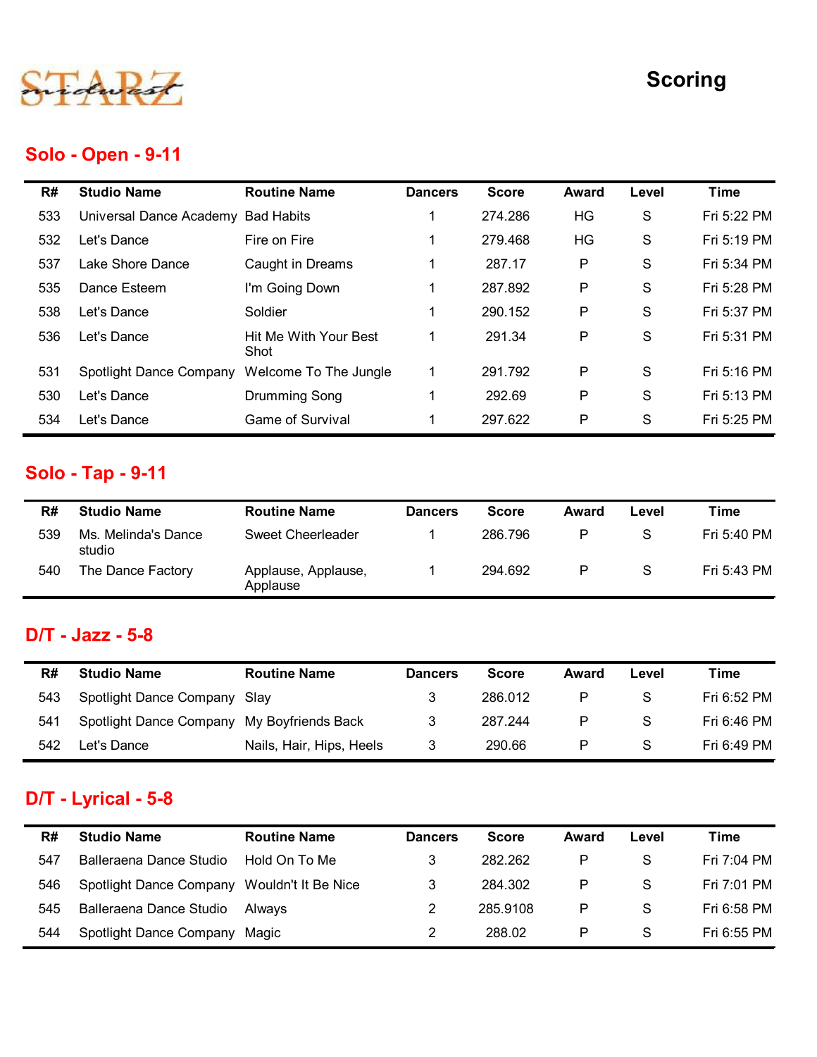STARZ midwest

# Scoring

## Solo - Open - 9-11

| R# | Studio Name | Routine Name | Dancers | Score | Award | Level | Time |
|---|---|---|---|---|---|---|---|
| 533 | Universal Dance Academy | Bad Habits | 1 | 274.286 | HG | S | Fri 5:22 PM |
| 532 | Let's Dance | Fire on Fire | 1 | 279.468 | HG | S | Fri 5:19 PM |
| 537 | Lake Shore Dance | Caught in Dreams | 1 | 287.17 | P | S | Fri 5:34 PM |
| 535 | Dance Esteem | I'm Going Down | 1 | 287.892 | P | S | Fri 5:28 PM |
| 538 | Let's Dance | Soldier | 1 | 290.152 | P | S | Fri 5:37 PM |
| 536 | Let's Dance | Hit Me With Your Best Shot | 1 | 291.34 | P | S | Fri 5:31 PM |
| 531 | Spotlight Dance Company | Welcome To The Jungle | 1 | 291.792 | P | S | Fri 5:16 PM |
| 530 | Let's Dance | Drumming Song | 1 | 292.69 | P | S | Fri 5:13 PM |
| 534 | Let's Dance | Game of Survival | 1 | 297.622 | P | S | Fri 5:25 PM |

## Solo - Tap - 9-11

| R# | Studio Name | Routine Name | Dancers | Score | Award | Level | Time |
|---|---|---|---|---|---|---|---|
| 539 | Ms. Melinda's Dance studio | Sweet Cheerleader | 1 | 286.796 | P | S | Fri 5:40 PM |
| 540 | The Dance Factory | Applause, Applause, Applause | 1 | 294.692 | P | S | Fri 5:43 PM |

## D/T - Jazz - 5-8

| R# | Studio Name | Routine Name | Dancers | Score | Award | Level | Time |
|---|---|---|---|---|---|---|---|
| 543 | Spotlight Dance Company | Slay | 3 | 286.012 | P | S | Fri 6:52 PM |
| 541 | Spotlight Dance Company | My Boyfriends Back | 3 | 287.244 | P | S | Fri 6:46 PM |
| 542 | Let's Dance | Nails, Hair, Hips, Heels | 3 | 290.66 | P | S | Fri 6:49 PM |

## D/T - Lyrical - 5-8

| R# | Studio Name | Routine Name | Dancers | Score | Award | Level | Time |
|---|---|---|---|---|---|---|---|
| 547 | Balleraena Dance Studio | Hold On To Me | 3 | 282.262 | P | S | Fri 7:04 PM |
| 546 | Spotlight Dance Company | Wouldn't It Be Nice | 3 | 284.302 | P | S | Fri 7:01 PM |
| 545 | Balleraena Dance Studio | Always | 2 | 285.9108 | P | S | Fri 6:58 PM |
| 544 | Spotlight Dance Company | Magic | 2 | 288.02 | P | S | Fri 6:55 PM |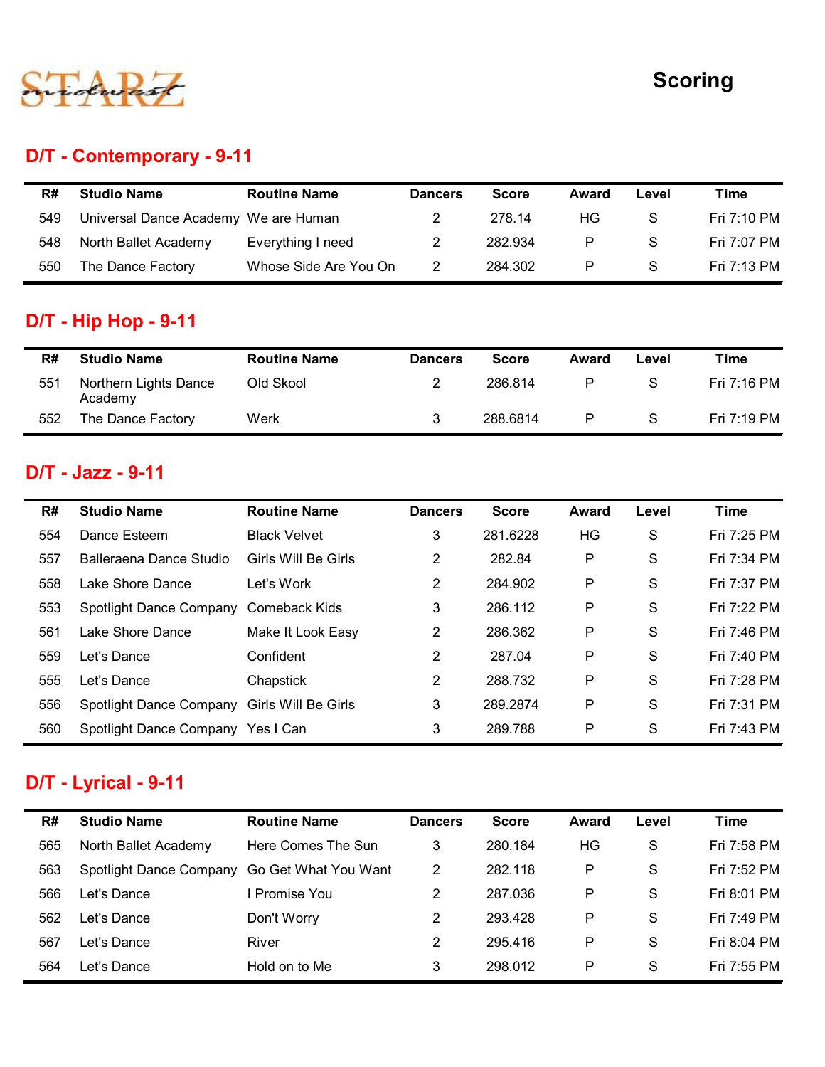STARZ midwest

# Scoring

## D/T - Contemporary - 9-11

| R# | Studio Name | Routine Name | Dancers | Score | Award | Level | Time |
|---|---|---|---|---|---|---|---|
| 549 | Universal Dance Academy | We are Human | 2 | 278.14 | HG | S | Fri 7:10 PM |
| 548 | North Ballet Academy | Everything I need | 2 | 282.934 | P | S | Fri 7:07 PM |
| 550 | The Dance Factory | Whose Side Are You On | 2 | 284.302 | P | S | Fri 7:13 PM |

## D/T - Hip Hop - 9-11

| R# | Studio Name | Routine Name | Dancers | Score | Award | Level | Time |
|---|---|---|---|---|---|---|---|
| 551 | Northern Lights Dance Academy | Old Skool | 2 | 286.814 | P | S | Fri 7:16 PM |
| 552 | The Dance Factory | Werk | 3 | 288.6814 | P | S | Fri 7:19 PM |

## D/T - Jazz - 9-11

| R# | Studio Name | Routine Name | Dancers | Score | Award | Level | Time |
|---|---|---|---|---|---|---|---|
| 554 | Dance Esteem | Black Velvet | 3 | 281.6228 | HG | S | Fri 7:25 PM |
| 557 | Balleraena Dance Studio | Girls Will Be Girls | 2 | 282.84 | P | S | Fri 7:34 PM |
| 558 | Lake Shore Dance | Let's Work | 2 | 284.902 | P | S | Fri 7:37 PM |
| 553 | Spotlight Dance Company | Comeback Kids | 3 | 286.112 | P | S | Fri 7:22 PM |
| 561 | Lake Shore Dance | Make It Look Easy | 2 | 286.362 | P | S | Fri 7:46 PM |
| 559 | Let's Dance | Confident | 2 | 287.04 | P | S | Fri 7:40 PM |
| 555 | Let's Dance | Chapstick | 2 | 288.732 | P | S | Fri 7:28 PM |
| 556 | Spotlight Dance Company | Girls Will Be Girls | 3 | 289.2874 | P | S | Fri 7:31 PM |
| 560 | Spotlight Dance Company | Yes I Can | 3 | 289.788 | P | S | Fri 7:43 PM |

## D/T - Lyrical - 9-11

| R# | Studio Name | Routine Name | Dancers | Score | Award | Level | Time |
|---|---|---|---|---|---|---|---|
| 565 | North Ballet Academy | Here Comes The Sun | 3 | 280.184 | HG | S | Fri 7:58 PM |
| 563 | Spotlight Dance Company | Go Get What You Want | 2 | 282.118 | P | S | Fri 7:52 PM |
| 566 | Let's Dance | I Promise You | 2 | 287.036 | P | S | Fri 8:01 PM |
| 562 | Let's Dance | Don't Worry | 2 | 293.428 | P | S | Fri 7:49 PM |
| 567 | Let's Dance | River | 2 | 295.416 | P | S | Fri 8:04 PM |
| 564 | Let's Dance | Hold on to Me | 3 | 298.012 | P | S | Fri 7:55 PM |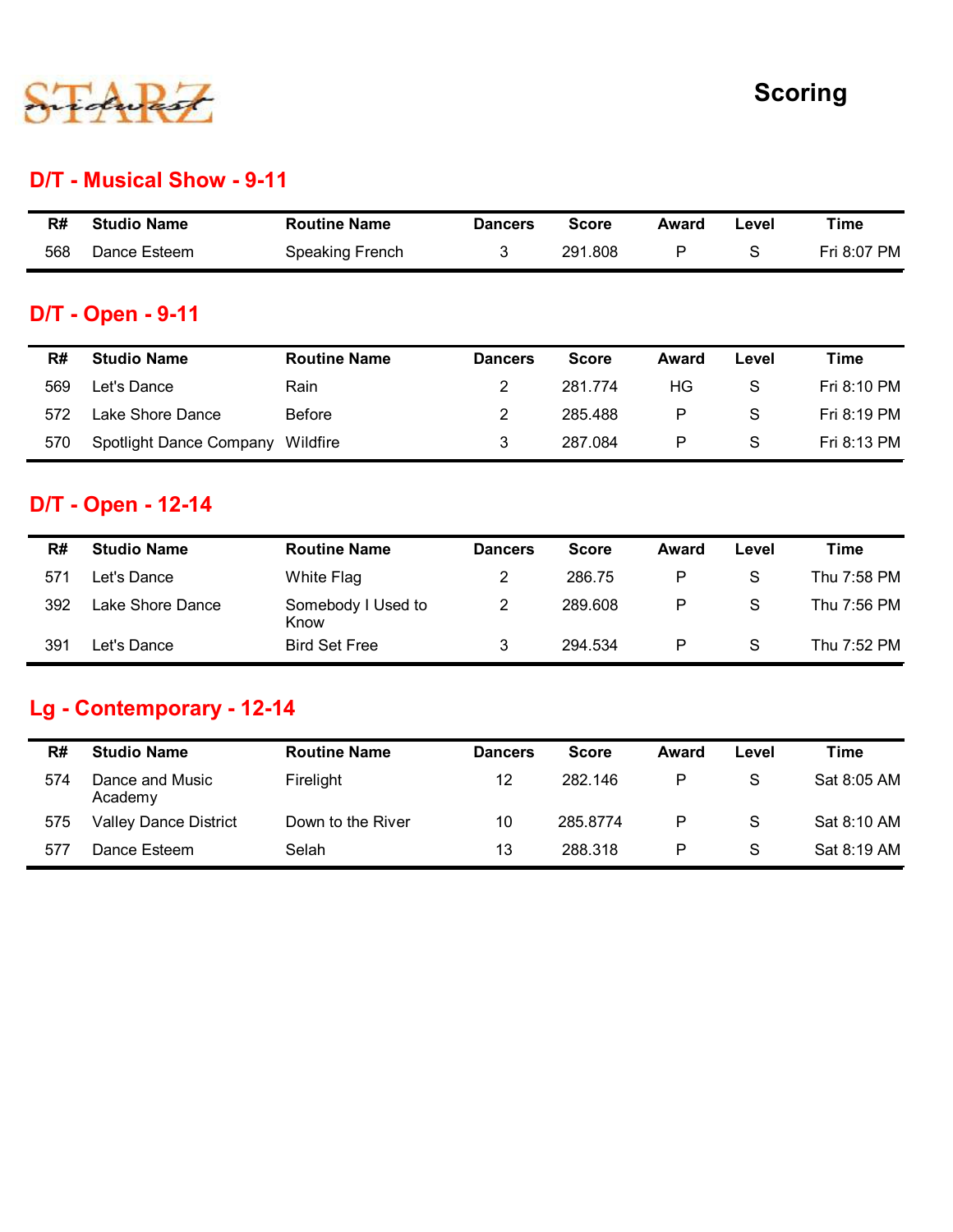STARZ midwest

# Scoring

## D/T - Musical Show - 9-11

| R# | Studio Name | Routine Name | Dancers | Score | Award | Level | Time |
|---|---|---|---|---|---|---|---|
| 568 | Dance Esteem | Speaking French | 3 | 291.808 | P | S | Fri 8:07 PM |

## D/T - Open - 9-11

| R# | Studio Name | Routine Name | Dancers | Score | Award | Level | Time |
|---|---|---|---|---|---|---|---|
| 569 | Let's Dance | Rain | 2 | 281.774 | HG | S | Fri 8:10 PM |
| 572 | Lake Shore Dance | Before | 2 | 285.488 | P | S | Fri 8:19 PM |
| 570 | Spotlight Dance Company | Wildfire | 3 | 287.084 | P | S | Fri 8:13 PM |

## D/T - Open - 12-14

| R# | Studio Name | Routine Name | Dancers | Score | Award | Level | Time |
|---|---|---|---|---|---|---|---|
| 571 | Let's Dance | White Flag | 2 | 286.75 | P | S | Thu 7:58 PM |
| 392 | Lake Shore Dance | Somebody I Used to Know | 2 | 289.608 | P | S | Thu 7:56 PM |
| 391 | Let's Dance | Bird Set Free | 3 | 294.534 | P | S | Thu 7:52 PM |

## Lg - Contemporary - 12-14

| R# | Studio Name | Routine Name | Dancers | Score | Award | Level | Time |
|---|---|---|---|---|---|---|---|
| 574 | Dance and Music Academy | Firelight | 12 | 282.146 | P | S | Sat 8:05 AM |
| 575 | Valley Dance District | Down to the River | 10 | 285.8774 | P | S | Sat 8:10 AM |
| 577 | Dance Esteem | Selah | 13 | 288.318 | P | S | Sat 8:19 AM |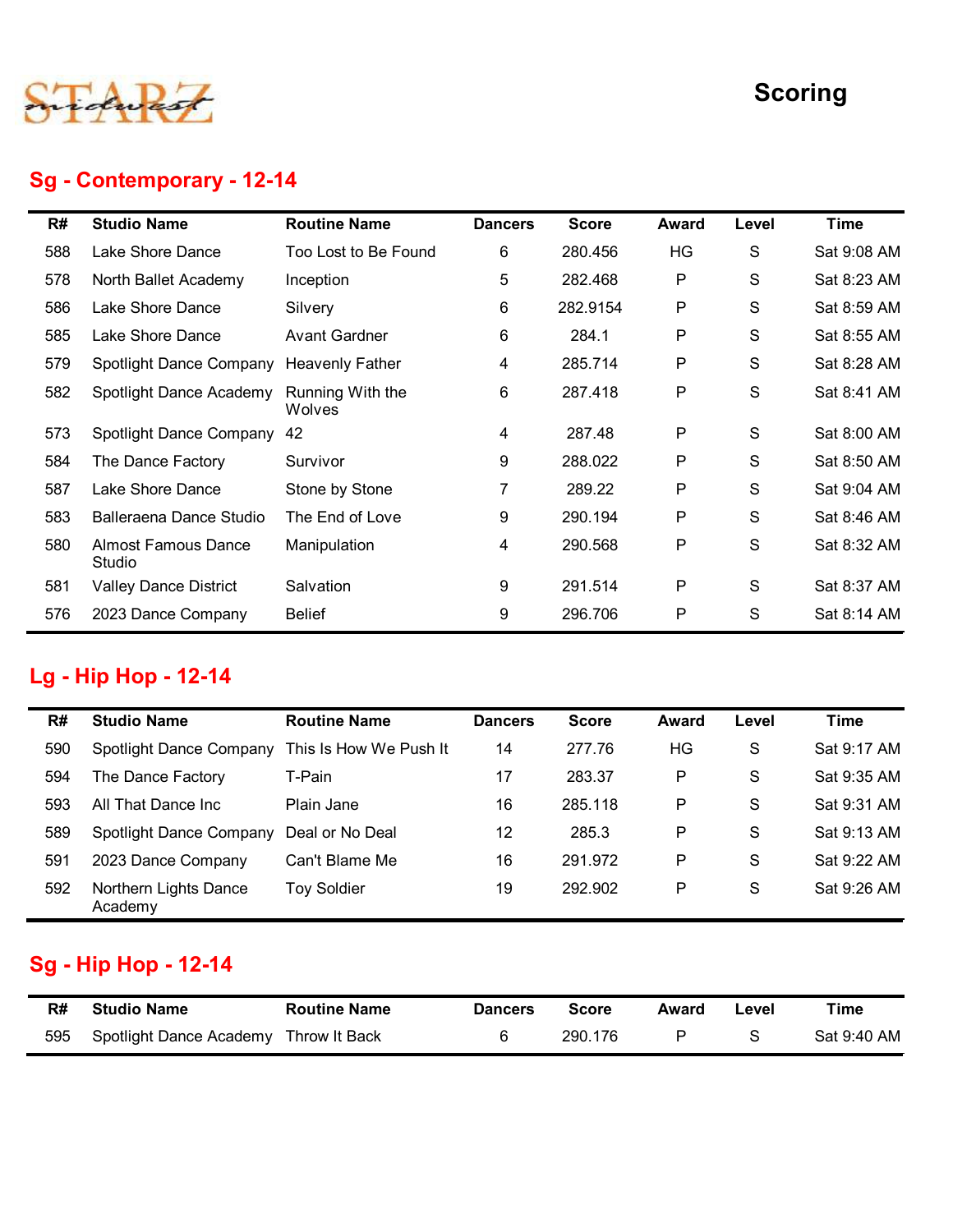STARZ midwest

# Scoring

## Sg - Contemporary - 12-14

| R# | Studio Name | Routine Name | Dancers | Score | Award | Level | Time |
|---|---|---|---|---|---|---|---|
| 588 | Lake Shore Dance | Too Lost to Be Found | 6 | 280.456 | HG | S | Sat 9:08 AM |
| 578 | North Ballet Academy | Inception | 5 | 282.468 | P | S | Sat 8:23 AM |
| 586 | Lake Shore Dance | Silvery | 6 | 282.9154 | P | S | Sat 8:59 AM |
| 585 | Lake Shore Dance | Avant Gardner | 6 | 284.1 | P | S | Sat 8:55 AM |
| 579 | Spotlight Dance Company | Heavenly Father | 4 | 285.714 | P | S | Sat 8:28 AM |
| 582 | Spotlight Dance Academy | Running With the Wolves | 6 | 287.418 | P | S | Sat 8:41 AM |
| 573 | Spotlight Dance Company | 42 | 4 | 287.48 | P | S | Sat 8:00 AM |
| 584 | The Dance Factory | Survivor | 9 | 288.022 | P | S | Sat 8:50 AM |
| 587 | Lake Shore Dance | Stone by Stone | 7 | 289.22 | P | S | Sat 9:04 AM |
| 583 | Balleraena Dance Studio | The End of Love | 9 | 290.194 | P | S | Sat 8:46 AM |
| 580 | Almost Famous Dance Studio | Manipulation | 4 | 290.568 | P | S | Sat 8:32 AM |
| 581 | Valley Dance District | Salvation | 9 | 291.514 | P | S | Sat 8:37 AM |
| 576 | 2023 Dance Company | Belief | 9 | 296.706 | P | S | Sat 8:14 AM |

## Lg - Hip Hop - 12-14

| R# | Studio Name | Routine Name | Dancers | Score | Award | Level | Time |
|---|---|---|---|---|---|---|---|
| 590 | Spotlight Dance Company | This Is How We Push It | 14 | 277.76 | HG | S | Sat 9:17 AM |
| 594 | The Dance Factory | T-Pain | 17 | 283.37 | P | S | Sat 9:35 AM |
| 593 | All That Dance Inc | Plain Jane | 16 | 285.118 | P | S | Sat 9:31 AM |
| 589 | Spotlight Dance Company | Deal or No Deal | 12 | 285.3 | P | S | Sat 9:13 AM |
| 591 | 2023 Dance Company | Can't Blame Me | 16 | 291.972 | P | S | Sat 9:22 AM |
| 592 | Northern Lights Dance Academy | Toy Soldier | 19 | 292.902 | P | S | Sat 9:26 AM |

## Sg - Hip Hop - 12-14

| R# | Studio Name | Routine Name | Dancers | Score | Award | Level | Time |
|---|---|---|---|---|---|---|---|
| 595 | Spotlight Dance Academy | Throw It Back | 6 | 290.176 | P | S | Sat 9:40 AM |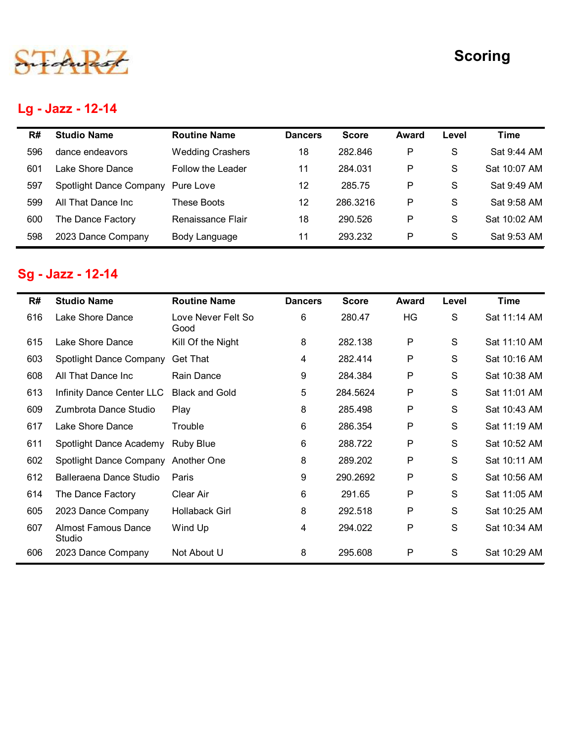# Scoring

## Lg - Jazz - 12-14

| R# | Studio Name | Routine Name | Dancers | Score | Award | Level | Time |
|---|---|---|---|---|---|---|---|
| 596 | dance endeavors | Wedding Crashers | 18 | 282.846 | P | S | Sat 9:44 AM |
| 601 | Lake Shore Dance | Follow the Leader | 11 | 284.031 | P | S | Sat 10:07 AM |
| 597 | Spotlight Dance Company | Pure Love | 12 | 285.75 | P | S | Sat 9:49 AM |
| 599 | All That Dance Inc | These Boots | 12 | 286.3216 | P | S | Sat 9:58 AM |
| 600 | The Dance Factory | Renaissance Flair | 18 | 290.526 | P | S | Sat 10:02 AM |
| 598 | 2023 Dance Company | Body Language | 11 | 293.232 | P | S | Sat 9:53 AM |

## Sg - Jazz - 12-14

| R# | Studio Name | Routine Name | Dancers | Score | Award | Level | Time |
|---|---|---|---|---|---|---|---|
| 616 | Lake Shore Dance | Love Never Felt So Good | 6 | 280.47 | HG | S | Sat 11:14 AM |
| 615 | Lake Shore Dance | Kill Of the Night | 8 | 282.138 | P | S | Sat 11:10 AM |
| 603 | Spotlight Dance Company | Get That | 4 | 282.414 | P | S | Sat 10:16 AM |
| 608 | All That Dance Inc | Rain Dance | 9 | 284.384 | P | S | Sat 10:38 AM |
| 613 | Infinity Dance Center LLC | Black and Gold | 5 | 284.5624 | P | S | Sat 11:01 AM |
| 609 | Zumbrota Dance Studio | Play | 8 | 285.498 | P | S | Sat 10:43 AM |
| 617 | Lake Shore Dance | Trouble | 6 | 286.354 | P | S | Sat 11:19 AM |
| 611 | Spotlight Dance Academy | Ruby Blue | 6 | 288.722 | P | S | Sat 10:52 AM |
| 602 | Spotlight Dance Company | Another One | 8 | 289.202 | P | S | Sat 10:11 AM |
| 612 | Balleraena Dance Studio | Paris | 9 | 290.2692 | P | S | Sat 10:56 AM |
| 614 | The Dance Factory | Clear Air | 6 | 291.65 | P | S | Sat 11:05 AM |
| 605 | 2023 Dance Company | Hollaback Girl | 8 | 292.518 | P | S | Sat 10:25 AM |
| 607 | Almost Famous Dance Studio | Wind Up | 4 | 294.022 | P | S | Sat 10:34 AM |
| 606 | 2023 Dance Company | Not About U | 8 | 295.608 | P | S | Sat 10:29 AM |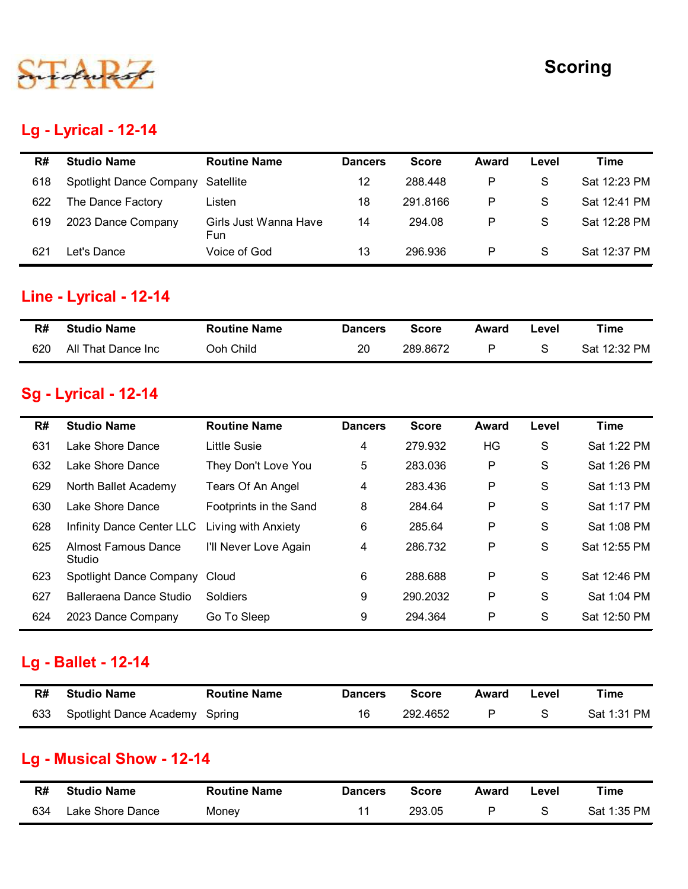STARZ midwest

# Scoring

## Lg - Lyrical - 12-14

| R# | Studio Name | Routine Name | Dancers | Score | Award | Level | Time |
|---|---|---|---|---|---|---|---|
| 618 | Spotlight Dance Company | Satellite | 12 | 288.448 | P | S | Sat 12:23 PM |
| 622 | The Dance Factory | Listen | 18 | 291.8166 | P | S | Sat 12:41 PM |
| 619 | 2023 Dance Company | Girls Just Wanna Have Fun | 14 | 294.08 | P | S | Sat 12:28 PM |
| 621 | Let's Dance | Voice of God | 13 | 296.936 | P | S | Sat 12:37 PM |

## Line - Lyrical - 12-14

| R# | Studio Name | Routine Name | Dancers | Score | Award | Level | Time |
|---|---|---|---|---|---|---|---|
| 620 | All That Dance Inc | Ooh Child | 20 | 289.8672 | P | S | Sat 12:32 PM |

## Sg - Lyrical - 12-14

| R# | Studio Name | Routine Name | Dancers | Score | Award | Level | Time |
|---|---|---|---|---|---|---|---|
| 631 | Lake Shore Dance | Little Susie | 4 | 279.932 | HG | S | Sat 1:22 PM |
| 632 | Lake Shore Dance | They Don't Love You | 5 | 283.036 | P | S | Sat 1:26 PM |
| 629 | North Ballet Academy | Tears Of An Angel | 4 | 283.436 | P | S | Sat 1:13 PM |
| 630 | Lake Shore Dance | Footprints in the Sand | 8 | 284.64 | P | S | Sat 1:17 PM |
| 628 | Infinity Dance Center LLC | Living with Anxiety | 6 | 285.64 | P | S | Sat 1:08 PM |
| 625 | Almost Famous Dance Studio | I'll Never Love Again | 4 | 286.732 | P | S | Sat 12:55 PM |
| 623 | Spotlight Dance Company | Cloud | 6 | 288.688 | P | S | Sat 12:46 PM |
| 627 | Balleraena Dance Studio | Soldiers | 9 | 290.2032 | P | S | Sat 1:04 PM |
| 624 | 2023 Dance Company | Go To Sleep | 9 | 294.364 | P | S | Sat 12:50 PM |

## Lg - Ballet - 12-14

| R# | Studio Name | Routine Name | Dancers | Score | Award | Level | Time |
|---|---|---|---|---|---|---|---|
| 633 | Spotlight Dance Academy | Spring | 16 | 292.4652 | P | S | Sat 1:31 PM |

## Lg - Musical Show - 12-14

| R# | Studio Name | Routine Name | Dancers | Score | Award | Level | Time |
|---|---|---|---|---|---|---|---|
| 634 | Lake Shore Dance | Money | 11 | 293.05 | P | S | Sat 1:35 PM |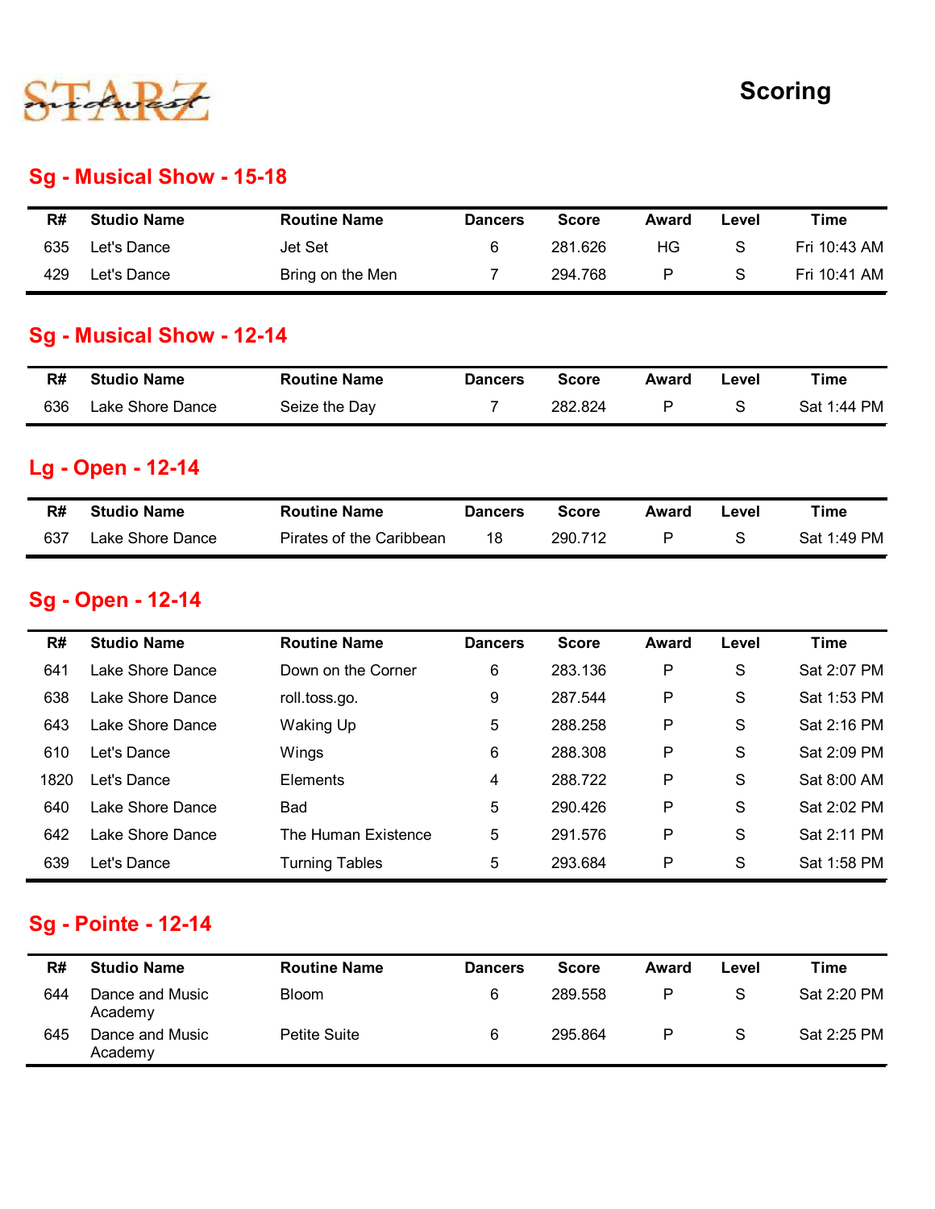STARZ midwest

# Scoring

## Sg - Musical Show - 15-18

| R# | Studio Name | Routine Name | Dancers | Score | Award | Level | Time |
|---|---|---|---|---|---|---|---|
| 635 | Let's Dance | Jet Set | 6 | 281.626 | HG | S | Fri 10:43 AM |
| 429 | Let's Dance | Bring on the Men | 7 | 294.768 | P | S | Fri 10:41 AM |

## Sg - Musical Show - 12-14

| R# | Studio Name | Routine Name | Dancers | Score | Award | Level | Time |
|---|---|---|---|---|---|---|---|
| 636 | Lake Shore Dance | Seize the Day | 7 | 282.824 | P | S | Sat 1:44 PM |

## Lg - Open - 12-14

| R# | Studio Name | Routine Name | Dancers | Score | Award | Level | Time |
|---|---|---|---|---|---|---|---|
| 637 | Lake Shore Dance | Pirates of the Caribbean | 18 | 290.712 | P | S | Sat 1:49 PM |

## Sg - Open - 12-14

| R# | Studio Name | Routine Name | Dancers | Score | Award | Level | Time |
|---|---|---|---|---|---|---|---|
| 641 | Lake Shore Dance | Down on the Corner | 6 | 283.136 | P | S | Sat 2:07 PM |
| 638 | Lake Shore Dance | roll.toss.go. | 9 | 287.544 | P | S | Sat 1:53 PM |
| 643 | Lake Shore Dance | Waking Up | 5 | 288.258 | P | S | Sat 2:16 PM |
| 610 | Let's Dance | Wings | 6 | 288.308 | P | S | Sat 2:09 PM |
| 1820 | Let's Dance | Elements | 4 | 288.722 | P | S | Sat 8:00 AM |
| 640 | Lake Shore Dance | Bad | 5 | 290.426 | P | S | Sat 2:02 PM |
| 642 | Lake Shore Dance | The Human Existence | 5 | 291.576 | P | S | Sat 2:11 PM |
| 639 | Let's Dance | Turning Tables | 5 | 293.684 | P | S | Sat 1:58 PM |

## Sg - Pointe - 12-14

| R# | Studio Name | Routine Name | Dancers | Score | Award | Level | Time |
|---|---|---|---|---|---|---|---|
| 644 | Dance and Music Academy | Bloom | 6 | 289.558 | P | S | Sat 2:20 PM |
| 645 | Dance and Music Academy | Petite Suite | 6 | 295.864 | P | S | Sat 2:25 PM |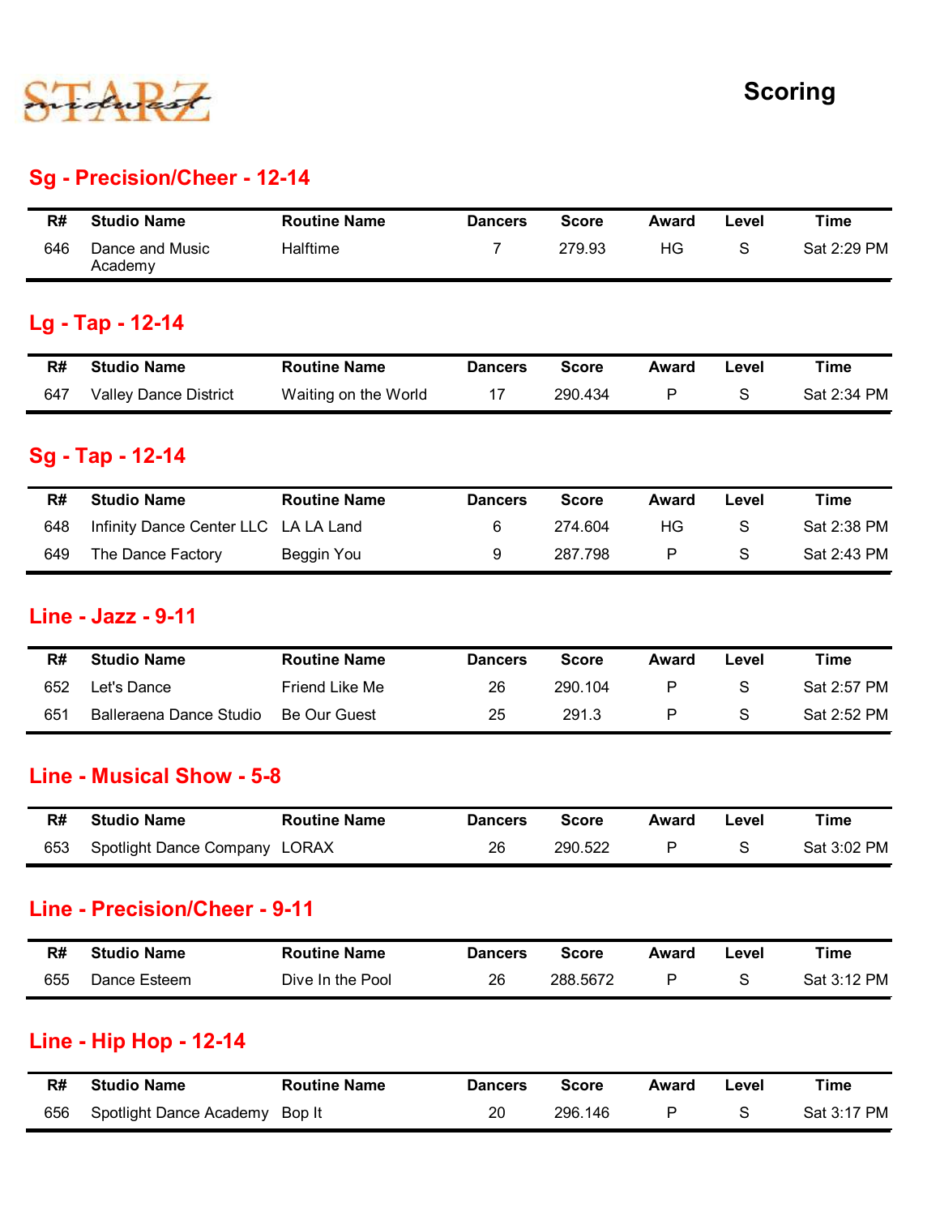# Scoring

## Sg - Precision/Cheer - 12-14

| R# | Studio Name | Routine Name | Dancers | Score | Award | Level | Time |
|---|---|---|---|---|---|---|---|
| 646 | Dance and Music Academy | Halftime | 7 | 279.93 | HG | S | Sat 2:29 PM |

## Lg - Tap - 12-14

| R# | Studio Name | Routine Name | Dancers | Score | Award | Level | Time |
|---|---|---|---|---|---|---|---|
| 647 | Valley Dance District | Waiting on the World | 17 | 290.434 | P | S | Sat 2:34 PM |

## Sg - Tap - 12-14

| R# | Studio Name | Routine Name | Dancers | Score | Award | Level | Time |
|---|---|---|---|---|---|---|---|
| 648 | Infinity Dance Center LLC | LA LA Land | 6 | 274.604 | HG | S | Sat 2:38 PM |
| 649 | The Dance Factory | Beggin You | 9 | 287.798 | P | S | Sat 2:43 PM |

## Line - Jazz - 9-11

| R# | Studio Name | Routine Name | Dancers | Score | Award | Level | Time |
|---|---|---|---|---|---|---|---|
| 652 | Let's Dance | Friend Like Me | 26 | 290.104 | P | S | Sat 2:57 PM |
| 651 | Balleraena Dance Studio | Be Our Guest | 25 | 291.3 | P | S | Sat 2:52 PM |

## Line - Musical Show - 5-8

| R# | Studio Name | Routine Name | Dancers | Score | Award | Level | Time |
|---|---|---|---|---|---|---|---|
| 653 | Spotlight Dance Company | LORAX | 26 | 290.522 | P | S | Sat 3:02 PM |

## Line - Precision/Cheer - 9-11

| R# | Studio Name | Routine Name | Dancers | Score | Award | Level | Time |
|---|---|---|---|---|---|---|---|
| 655 | Dance Esteem | Dive In the Pool | 26 | 288.5672 | P | S | Sat 3:12 PM |

## Line - Hip Hop - 12-14

| R# | Studio Name | Routine Name | Dancers | Score | Award | Level | Time |
|---|---|---|---|---|---|---|---|
| 656 | Spotlight Dance Academy | Bop It | 20 | 296.146 | P | S | Sat 3:17 PM |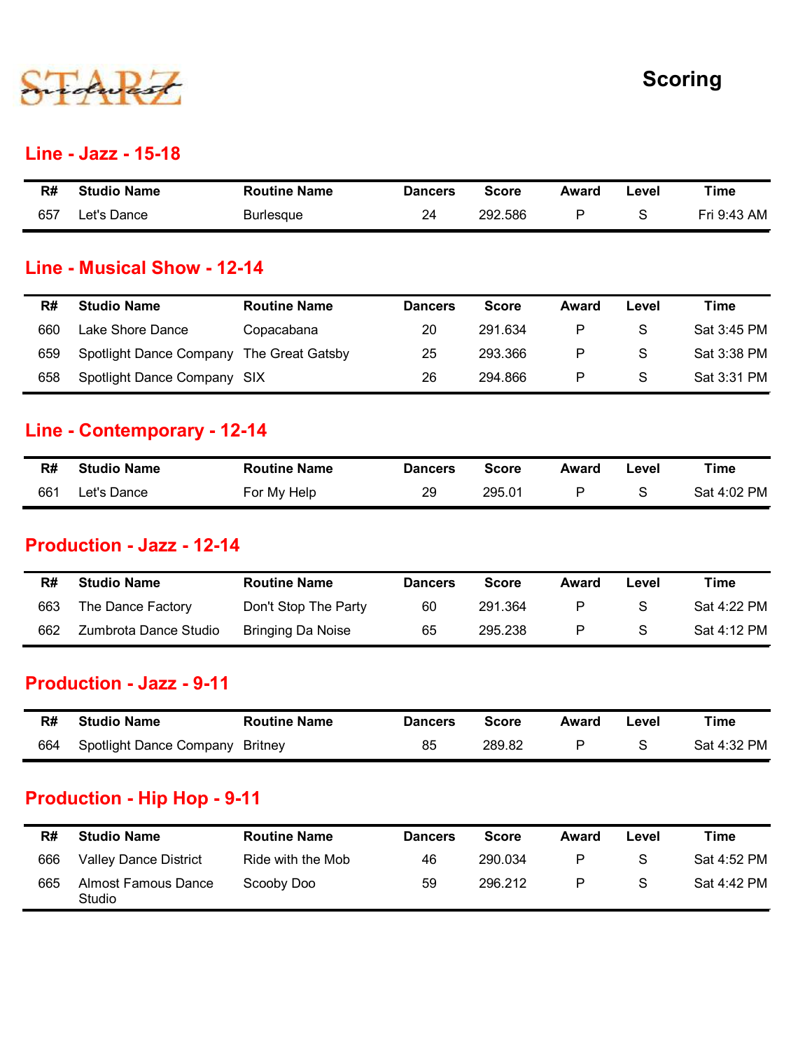STARZ midwest

# Scoring

## Line - Jazz - 15-18

| R# | Studio Name | Routine Name | Dancers | Score | Award | Level | Time |
|---|---|---|---|---|---|---|---|
| 657 | Let's Dance | Burlesque | 24 | 292.586 | P | S | Fri 9:43 AM |

## Line - Musical Show - 12-14

| R# | Studio Name | Routine Name | Dancers | Score | Award | Level | Time |
|---|---|---|---|---|---|---|---|
| 660 | Lake Shore Dance | Copacabana | 20 | 291.634 | P | S | Sat 3:45 PM |
| 659 | Spotlight Dance Company | The Great Gatsby | 25 | 293.366 | P | S | Sat 3:38 PM |
| 658 | Spotlight Dance Company | SIX | 26 | 294.866 | P | S | Sat 3:31 PM |

## Line - Contemporary - 12-14

| R# | Studio Name | Routine Name | Dancers | Score | Award | Level | Time |
|---|---|---|---|---|---|---|---|
| 661 | Let's Dance | For My Help | 29 | 295.01 | P | S | Sat 4:02 PM |

## Production - Jazz - 12-14

| R# | Studio Name | Routine Name | Dancers | Score | Award | Level | Time |
|---|---|---|---|---|---|---|---|
| 663 | The Dance Factory | Don't Stop The Party | 60 | 291.364 | P | S | Sat 4:22 PM |
| 662 | Zumbrota Dance Studio | Bringing Da Noise | 65 | 295.238 | P | S | Sat 4:12 PM |

## Production - Jazz - 9-11

| R# | Studio Name | Routine Name | Dancers | Score | Award | Level | Time |
|---|---|---|---|---|---|---|---|
| 664 | Spotlight Dance Company | Britney | 85 | 289.82 | P | S | Sat 4:32 PM |

## Production - Hip Hop - 9-11

| R# | Studio Name | Routine Name | Dancers | Score | Award | Level | Time |
|---|---|---|---|---|---|---|---|
| 666 | Valley Dance District | Ride with the Mob | 46 | 290.034 | P | S | Sat 4:52 PM |
| 665 | Almost Famous Dance Studio | Scooby Doo | 59 | 296.212 | P | S | Sat 4:42 PM |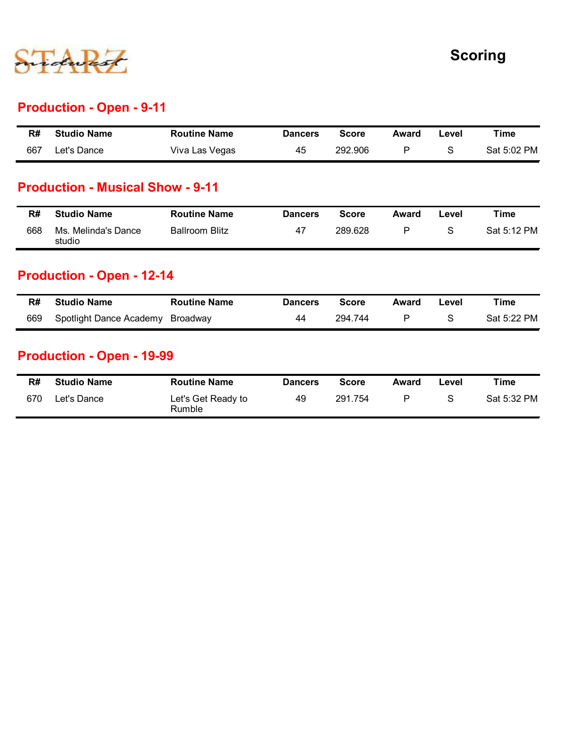# Scoring

## Production - Open - 9-11

| R# | Studio Name | Routine Name | Dancers | Score | Award | Level | Time |
|---|---|---|---|---|---|---|---|
| 667 | Let's Dance | Viva Las Vegas | 45 | 292.906 | P | S | Sat 5:02 PM |

## Production - Musical Show - 9-11

| R# | Studio Name | Routine Name | Dancers | Score | Award | Level | Time |
|---|---|---|---|---|---|---|---|
| 668 | Ms. Melinda's Dance studio | Ballroom Blitz | 47 | 289.628 | P | S | Sat 5:12 PM |

## Production - Open - 12-14

| R# | Studio Name | Routine Name | Dancers | Score | Award | Level | Time |
|---|---|---|---|---|---|---|---|
| 669 | Spotlight Dance Academy | Broadway | 44 | 294.744 | P | S | Sat 5:22 PM |

## Production - Open - 19-99

| R# | Studio Name | Routine Name | Dancers | Score | Award | Level | Time |
|---|---|---|---|---|---|---|---|
| 670 | Let's Dance | Let's Get Ready to Rumble | 49 | 291.754 | P | S | Sat 5:32 PM |